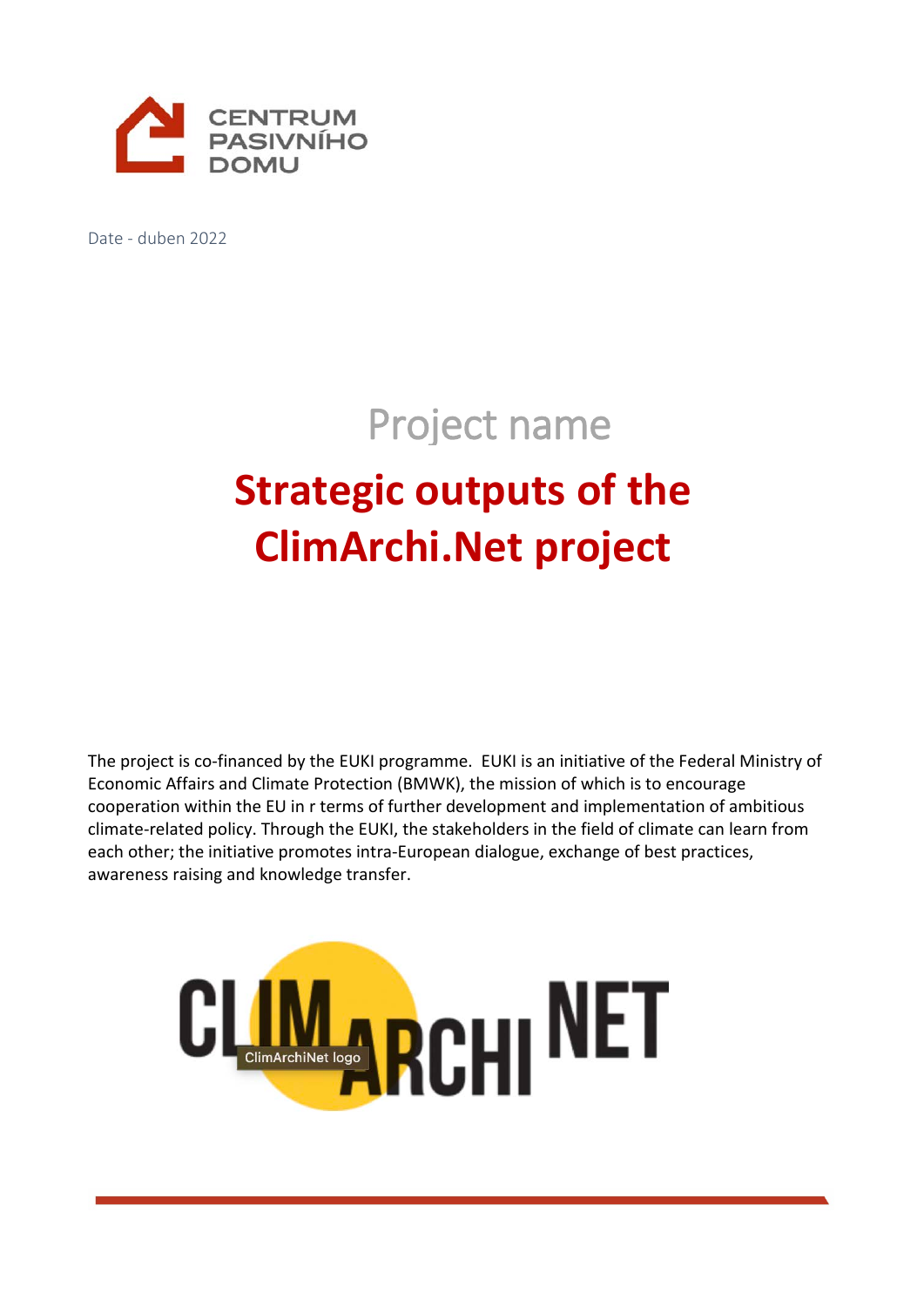CENTRUM PASIVNÍHO DOMU

Date - duben 2022

Project name

# Strategic outputs of the ClimArchi.Net project

The project is co-financed by the EUKI programme. EUKI is an initiative of the Federal Ministry of Economic Affairs and Climate Protection (BMWK), the mission of which is to encourage cooperation within the EU in r terms of further development and implementation of ambitious climate-related policy. Through the EUKI, the stakeholders in the field of climate can learn from each other; the initiative promotes intra-European dialogue, exchange of best practices, awareness raising and knowledge transfer.

CLIM ARCHI NET

ClimArchiNet logo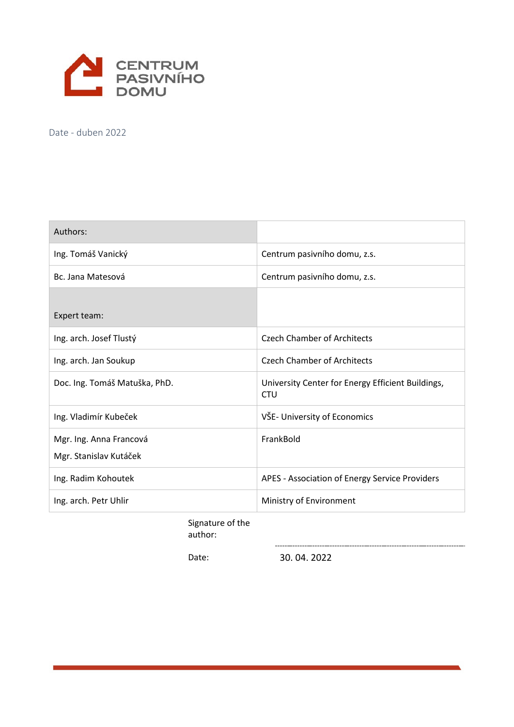CENTRUM PASIVNÍHO DOMU

Date - duben 2022

| Authors: | |
| --- | --- |
| Ing. Tomáš Vanický | Centrum pasivního domu, z.s. |
| Bc. Jana Matesová | Centrum pasivního domu, z.s. |
| Expert team: | |
| Ing. arch. Josef Tlustý | Czech Chamber of Architects |
| Ing. arch. Jan Soukup | Czech Chamber of Architects |
| Doc. Ing. Tomáš Matuška, PhD. | University Center for Energy Efficient Buildings, CTU |
| Ing. Vladimír Kubeček | VŠE- University of Economics |
| Mgr. Ing. Anna Francová<br>Mgr. Stanislav Kutáček | FrankBold |
| Ing. Radim Kohoutek | APES - Association of Energy Service Providers |
| Ing. arch. Petr Uhlir | Ministry of Environment |

Signature of the author: ..............................................................

Date: 30. 04. 2022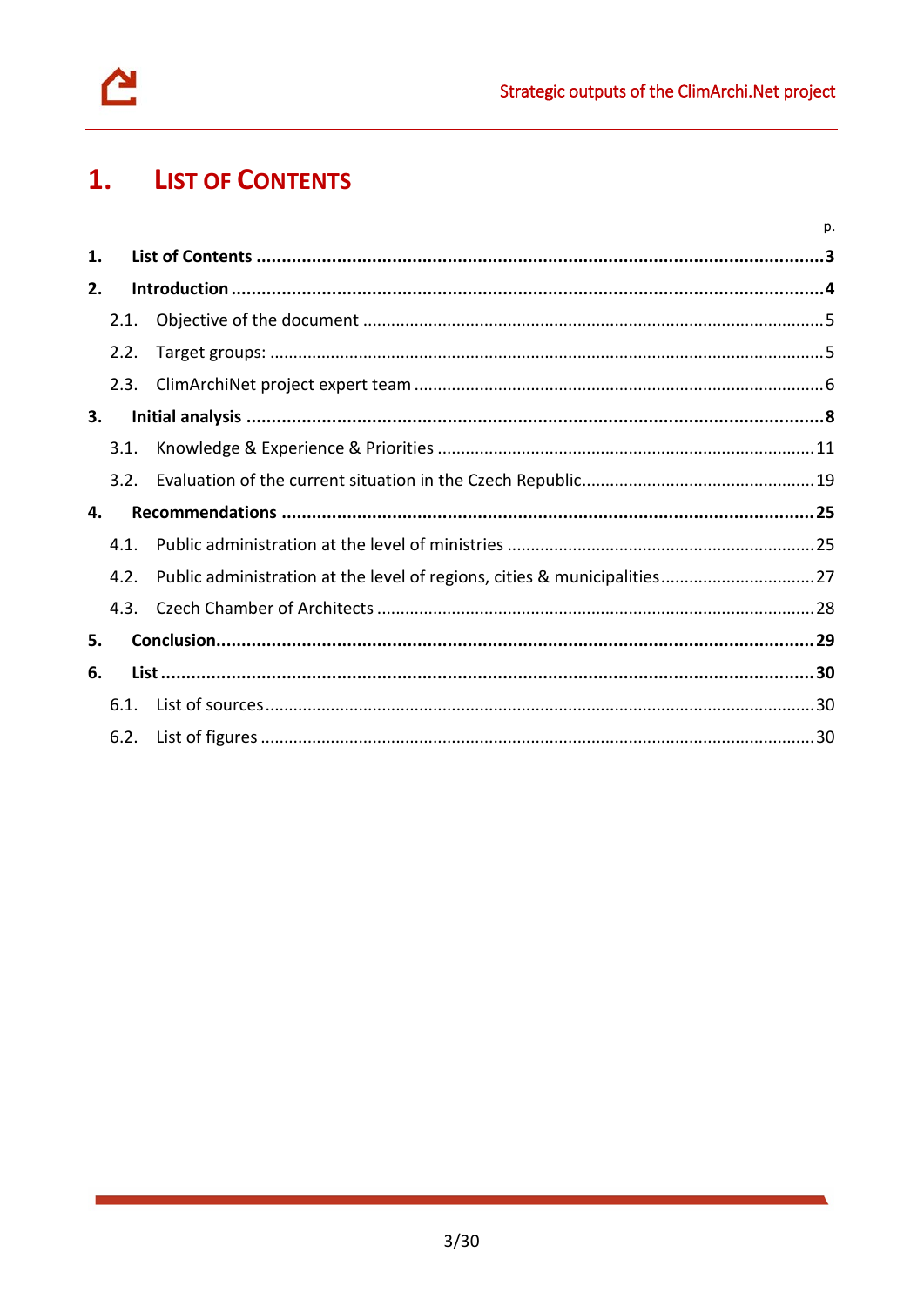# 1. List of Contents

p.

**1. List of Contents** ...... **3**

**2. Introduction** ...... **4**

- 2.1. Objective of the document ...... 5
- 2.2. Target groups: ...... 5
- 2.3. ClimArchiNet project expert team ...... 6

**3. Initial analysis** ...... **8**

- 3.1. Knowledge & Experience & Priorities ...... 11
- 3.2. Evaluation of the current situation in the Czech Republic ...... 19

**4. Recommendations** ...... **25**

- 4.1. Public administration at the level of ministries ...... 25
- 4.2. Public administration at the level of regions, cities & municipalities ...... 27
- 4.3. Czech Chamber of Architects ...... 28

**5. Conclusion** ...... **29**

**6. List** ...... **30**

- 6.1. List of sources ...... 30
- 6.2. List of figures ...... 30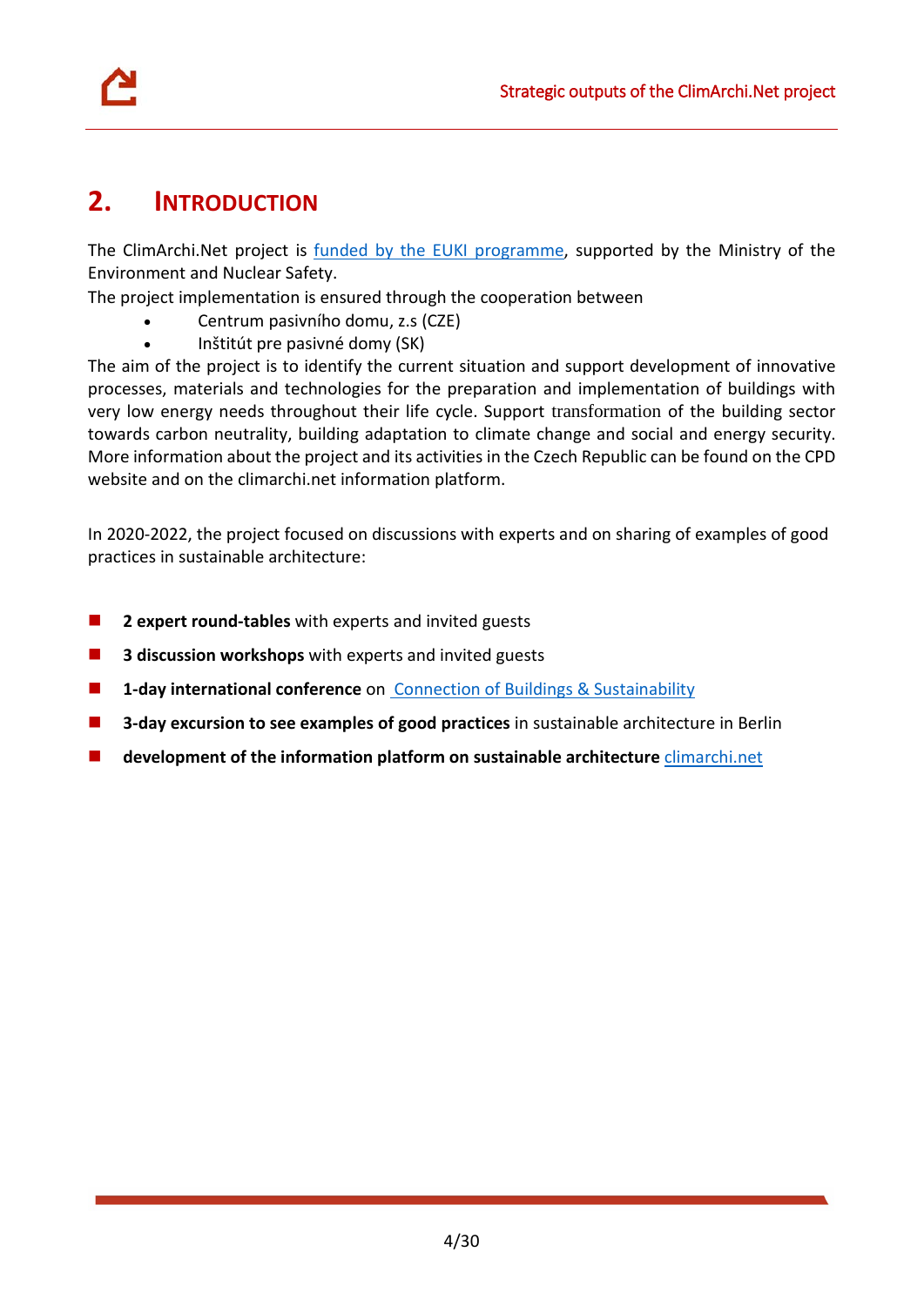## 2. Introduction

The ClimArchi.Net project is funded by the EUKI programme, supported by the Ministry of the Environment and Nuclear Safety.
The project implementation is ensured through the cooperation between

- Centrum pasivního domu, z.s (CZE)
- Inštitút pre pasívné domy (SK)

The aim of the project is to identify the current situation and support development of innovative processes, materials and technologies for the preparation and implementation of buildings with very low energy needs throughout their life cycle. Support transformation of the building sector towards carbon neutrality, building adaptation to climate change and social and energy security. More information about the project and its activities in the Czech Republic can be found on the CPD website and on the climarchi.net information platform.

In 2020-2022, the project focused on discussions with experts and on sharing of examples of good practices in sustainable architecture:

- **2 expert round-tables** with experts and invited guests
- **3 discussion workshops** with experts and invited guests
- **1-day international conference** on Connection of Buildings & Sustainability
- **3-day excursion to see examples of good practices** in sustainable architecture in Berlin
- **development of the information platform on sustainable architecture** climarchi.net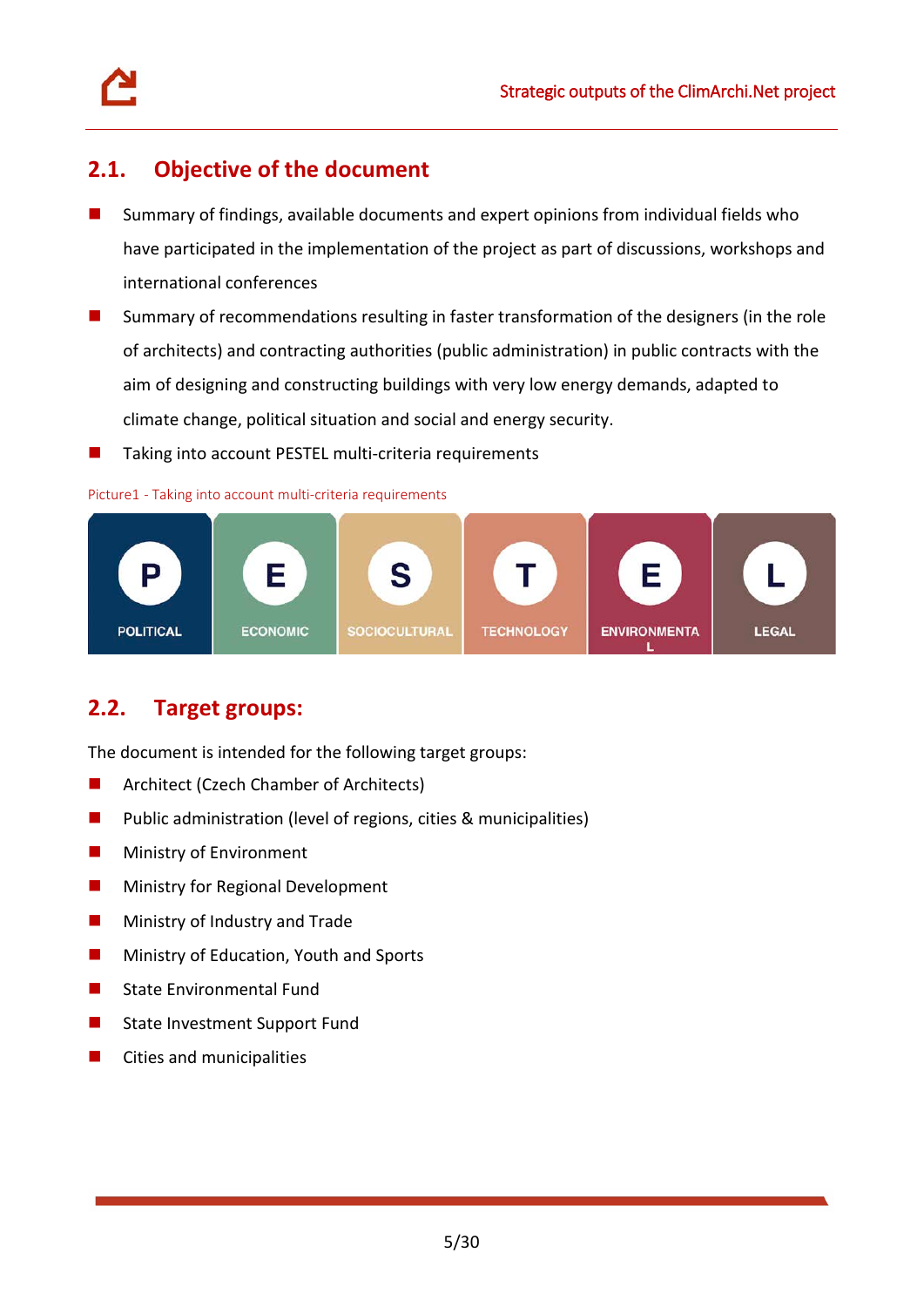## 2.1. Objective of the document

- Summary of findings, available documents and expert opinions from individual fields who have participated in the implementation of the project as part of discussions, workshops and international conferences
- Summary of recommendations resulting in faster transformation of the designers (in the role of architects) and contracting authorities (public administration) in public contracts with the aim of designing and constructing buildings with very low energy demands, adapted to climate change, political situation and social and energy security.
- Taking into account PESTEL multi-criteria requirements

Picture1 - Taking into account multi-criteria requirements

| P | E | S | T | E | L |
|---|---|---|---|---|---|
| POLITICAL | ECONOMIC | SOCIOCULTURAL | TECHNOLOGY | ENVIRONMENTAL | LEGAL |

## 2.2. Target groups:

The document is intended for the following target groups:

- Architect (Czech Chamber of Architects)
- Public administration (level of regions, cities & municipalities)
- Ministry of Environment
- Ministry for Regional Development
- Ministry of Industry and Trade
- Ministry of Education, Youth and Sports
- State Environmental Fund
- State Investment Support Fund
- Cities and municipalities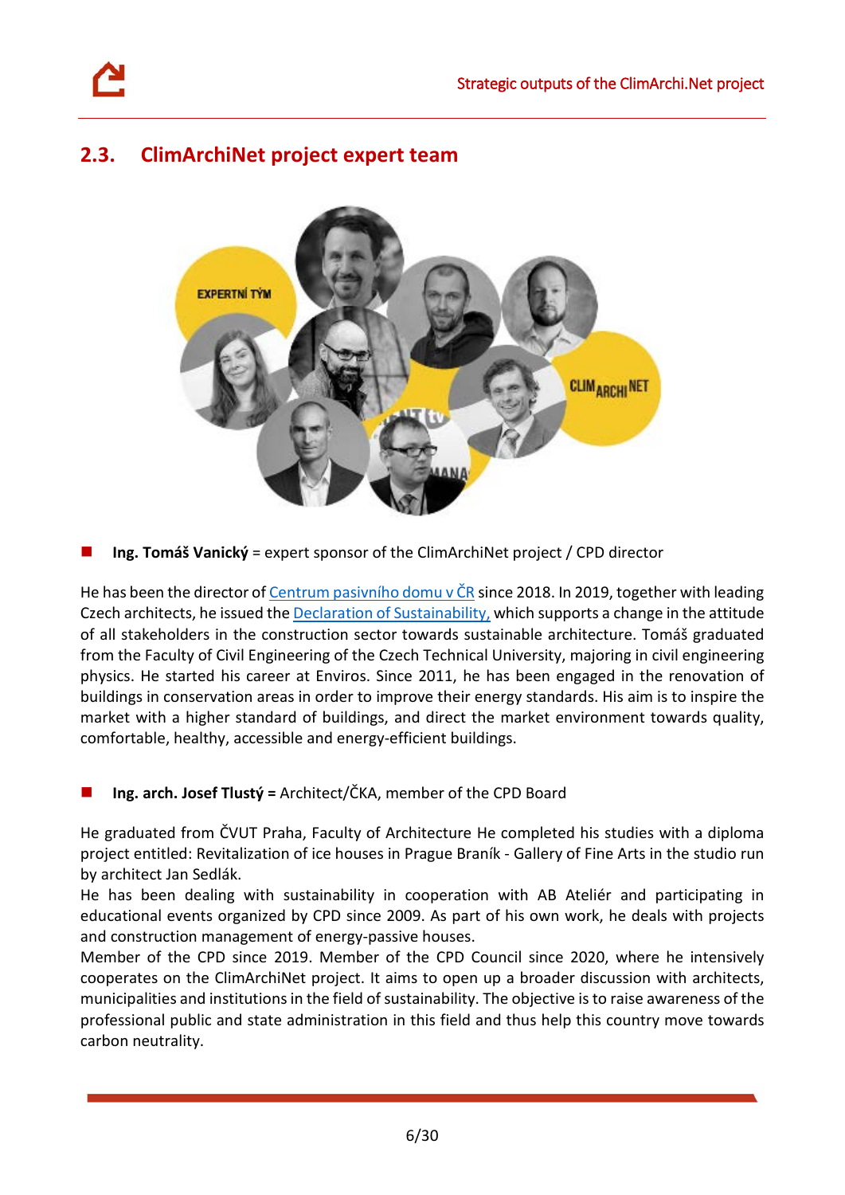## 2.3. ClimArchiNet project expert team

- **Ing. Tomáš Vanický** = expert sponsor of the ClimArchiNet project / CPD director

He has been the director of Centrum pasivního domu v ČR since 2018. In 2019, together with leading Czech architects, he issued the Declaration of Sustainability, which supports a change in the attitude of all stakeholders in the construction sector towards sustainable architecture. Tomáš graduated from the Faculty of Civil Engineering of the Czech Technical University, majoring in civil engineering physics. He started his career at Enviros. Since 2011, he has been engaged in the renovation of buildings in conservation areas in order to improve their energy standards. His aim is to inspire the market with a higher standard of buildings, and direct the market environment towards quality, comfortable, healthy, accessible and energy-efficient buildings.

- **Ing. arch. Josef Tlustý =** Architect/ČKA, member of the CPD Board

He graduated from ČVUT Praha, Faculty of Architecture He completed his studies with a diploma project entitled: Revitalization of ice houses in Prague Braník - Gallery of Fine Arts in the studio run by architect Jan Sedlák.
He has been dealing with sustainability in cooperation with AB Ateliér and participating in educational events organized by CPD since 2009. As part of his own work, he deals with projects and construction management of energy-passive houses.
Member of the CPD since 2019. Member of the CPD Council since 2020, where he intensively cooperates on the ClimArchiNet project. It aims to open up a broader discussion with architects, municipalities and institutions in the field of sustainability. The objective is to raise awareness of the professional public and state administration in this field and thus help this country move towards carbon neutrality.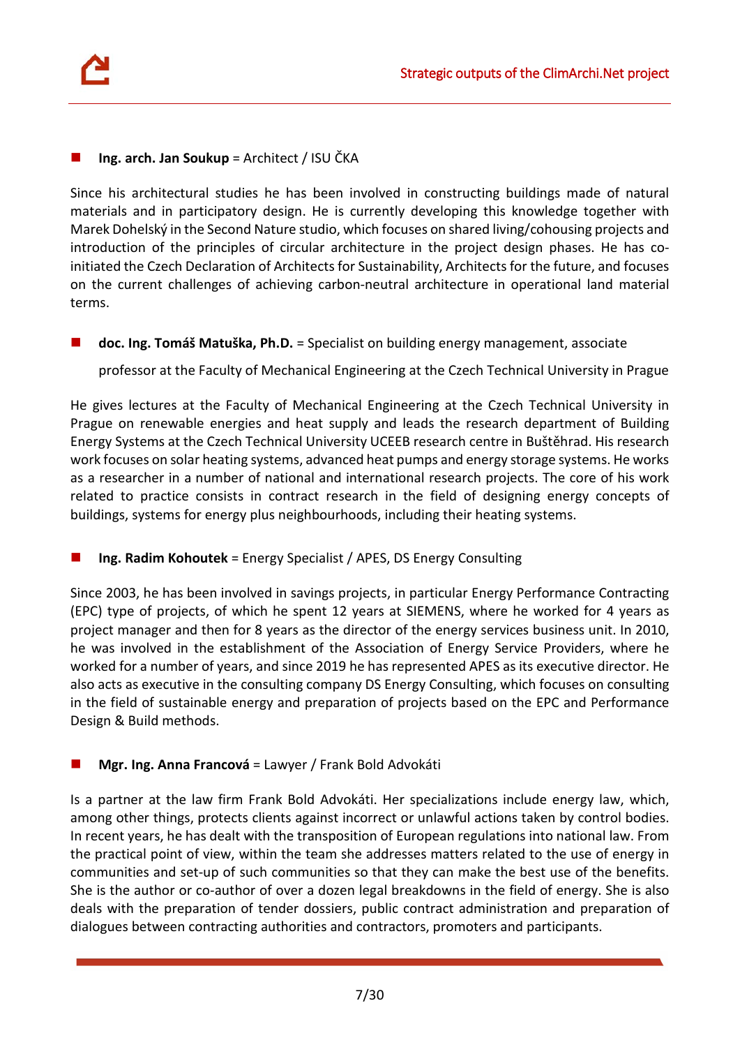- **Ing. arch. Jan Soukup** = Architect / ISU ČKA

Since his architectural studies he has been involved in constructing buildings made of natural materials and in participatory design. He is currently developing this knowledge together with Marek Dohelský in the Second Nature studio, which focuses on shared living/cohousing projects and introduction of the principles of circular architecture in the project design phases. He has co-initiated the Czech Declaration of Architects for Sustainability, Architects for the future, and focuses on the current challenges of achieving carbon-neutral architecture in operational land material terms.

- **doc. Ing. Tomáš Matuška, Ph.D.** = Specialist on building energy management, associate professor at the Faculty of Mechanical Engineering at the Czech Technical University in Prague

He gives lectures at the Faculty of Mechanical Engineering at the Czech Technical University in Prague on renewable energies and heat supply and leads the research department of Building Energy Systems at the Czech Technical University UCEEB research centre in Buštěhrad. His research work focuses on solar heating systems, advanced heat pumps and energy storage systems. He works as a researcher in a number of national and international research projects. The core of his work related to practice consists in contract research in the field of designing energy concepts of buildings, systems for energy plus neighbourhoods, including their heating systems.

- **Ing. Radim Kohoutek** = Energy Specialist / APES, DS Energy Consulting

Since 2003, he has been involved in savings projects, in particular Energy Performance Contracting (EPC) type of projects, of which he spent 12 years at SIEMENS, where he worked for 4 years as project manager and then for 8 years as the director of the energy services business unit. In 2010, he was involved in the establishment of the Association of Energy Service Providers, where he worked for a number of years, and since 2019 he has represented APES as its executive director. He also acts as executive in the consulting company DS Energy Consulting, which focuses on consulting in the field of sustainable energy and preparation of projects based on the EPC and Performance Design & Build methods.

- **Mgr. Ing. Anna Francová** = Lawyer / Frank Bold Advokáti

Is a partner at the law firm Frank Bold Advokáti. Her specializations include energy law, which, among other things, protects clients against incorrect or unlawful actions taken by control bodies. In recent years, he has dealt with the transposition of European regulations into national law. From the practical point of view, within the team she addresses matters related to the use of energy in communities and set-up of such communities so that they can make the best use of the benefits. She is the author or co-author of over a dozen legal breakdowns in the field of energy. She is also deals with the preparation of tender dossiers, public contract administration and preparation of dialogues between contracting authorities and contractors, promoters and participants.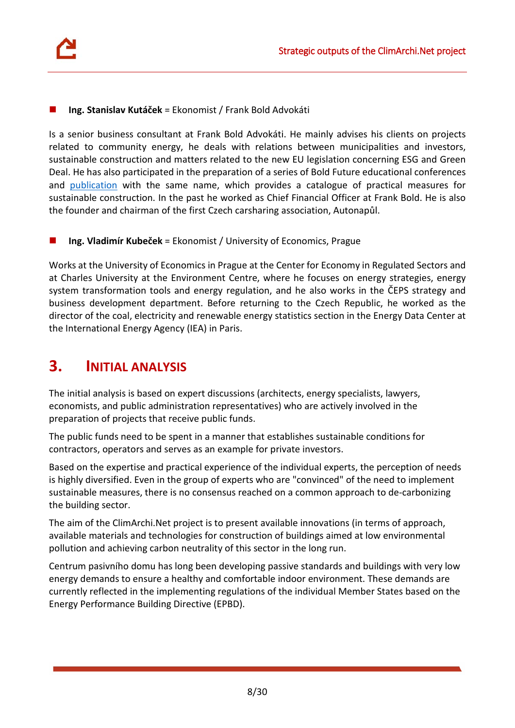- **Ing. Stanislav Kutáček** = Ekonomist / Frank Bold Advokáti

Is a senior business consultant at Frank Bold Advokáti. He mainly advises his clients on projects related to community energy, he deals with relations between municipalities and investors, sustainable construction and matters related to the new EU legislation concerning ESG and Green Deal. He has also participated in the preparation of a series of Bold Future educational conferences and publication with the same name, which provides a catalogue of practical measures for sustainable construction. In the past he worked as Chief Financial Officer at Frank Bold. He is also the founder and chairman of the first Czech carsharing association, Autonapůl.

- **Ing. Vladimír Kubeček** = Ekonomist / University of Economics, Prague

Works at the University of Economics in Prague at the Center for Economy in Regulated Sectors and at Charles University at the Environment Centre, where he focuses on energy strategies, energy system transformation tools and energy regulation, and he also works in the ČEPS strategy and business development department. Before returning to the Czech Republic, he worked as the director of the coal, electricity and renewable energy statistics section in the Energy Data Center at the International Energy Agency (IEA) in Paris.

# 3. INITIAL ANALYSIS

The initial analysis is based on expert discussions (architects, energy specialists, lawyers, economists, and public administration representatives) who are actively involved in the preparation of projects that receive public funds.

The public funds need to be spent in a manner that establishes sustainable conditions for contractors, operators and serves as an example for private investors.

Based on the expertise and practical experience of the individual experts, the perception of needs is highly diversified. Even in the group of experts who are "convinced" of the need to implement sustainable measures, there is no consensus reached on a common approach to de-carbonizing the building sector.

The aim of the ClimArchi.Net project is to present available innovations (in terms of approach, available materials and technologies for construction of buildings aimed at low environmental pollution and achieving carbon neutrality of this sector in the long run.

Centrum pasivního domu has long been developing passive standards and buildings with very low energy demands to ensure a healthy and comfortable indoor environment. These demands are currently reflected in the implementing regulations of the individual Member States based on the Energy Performance Building Directive (EPBD).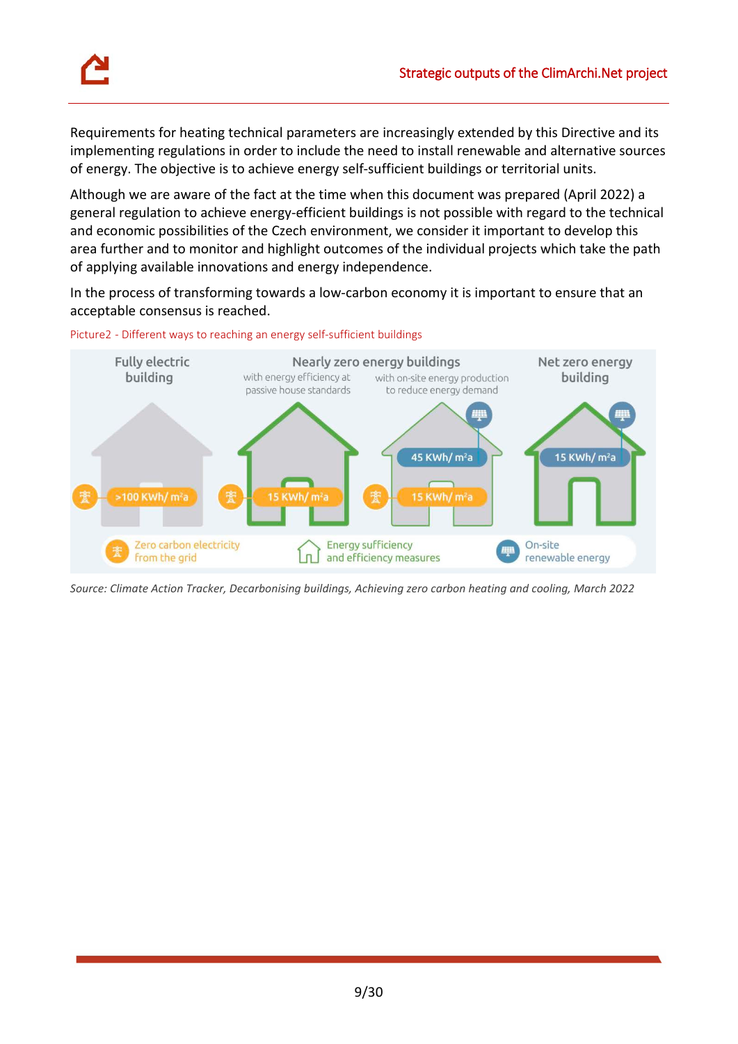Requirements for heating technical parameters are increasingly extended by this Directive and its implementing regulations in order to include the need to install renewable and alternative sources of energy. The objective is to achieve energy self-sufficient buildings or territorial units.

Although we are aware of the fact at the time when this document was prepared (April 2022) a general regulation to achieve energy-efficient buildings is not possible with regard to the technical and economic possibilities of the Czech environment, we consider it important to develop this area further and to monitor and highlight outcomes of the individual projects which take the path of applying available innovations and energy independence.

In the process of transforming towards a low-carbon economy it is important to ensure that an acceptable consensus is reached.

Picture2 - Different ways to reaching an energy self-sufficient buildings

| Fully electric building | Nearly zero energy buildings with energy efficiency at passive house standards | Nearly zero energy buildings with on-site energy production to reduce energy demand | Net zero energy building |
| --- | --- | --- | --- |
| Zero carbon electricity from the grid: >100 KWh/ m²a | Zero carbon electricity from the grid: 15 KWh/ m²a | On-site renewable energy: 45 KWh/ m²a; Zero carbon electricity from the grid: 15 KWh/ m²a | On-site renewable energy: 15 KWh/ m²a |

Legend: Zero carbon electricity from the grid; Energy sufficiency and efficiency measures; On-site renewable energy

*Source: Climate Action Tracker, Decarbonising buildings, Achieving zero carbon heating and cooling, March 2022*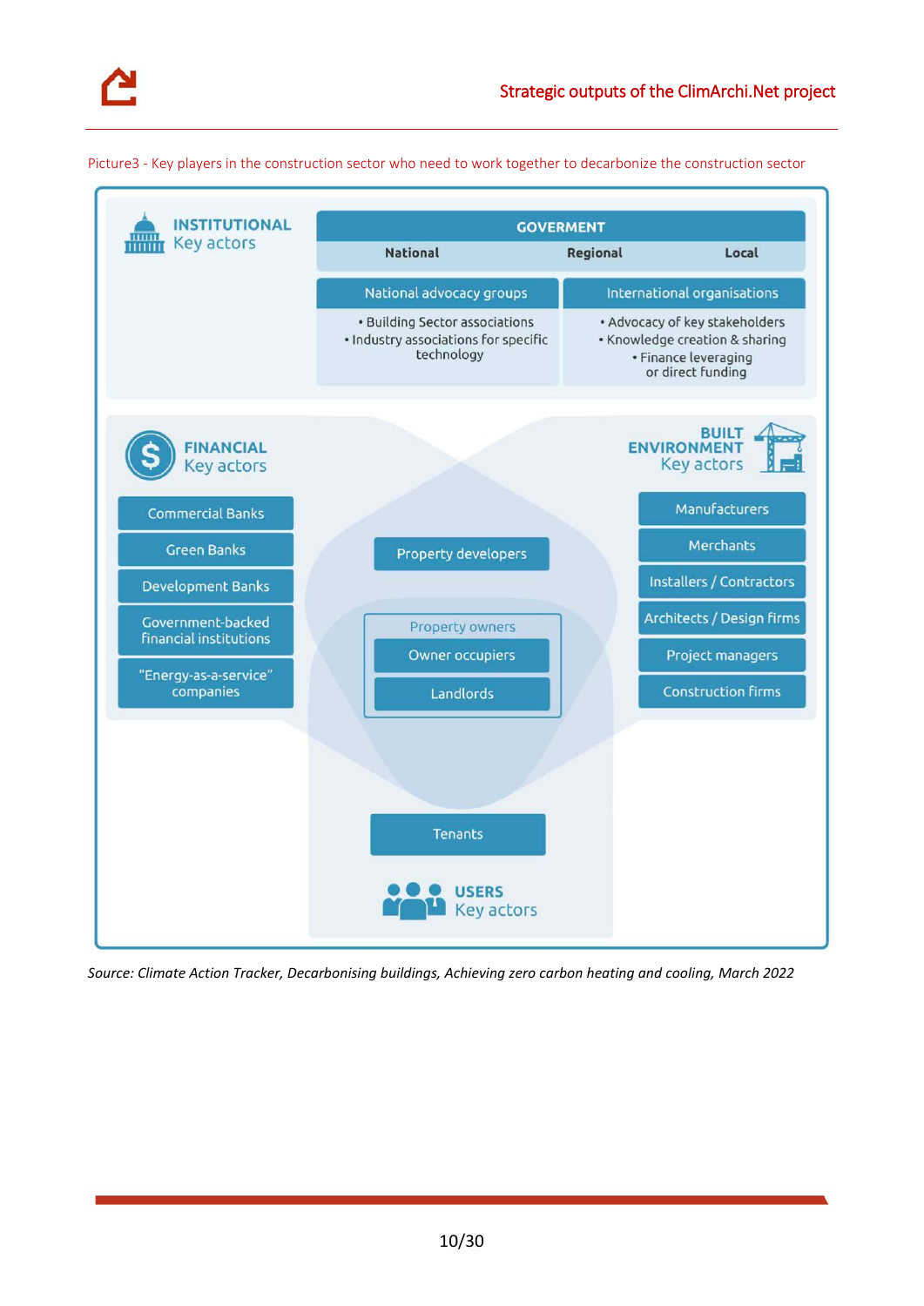Picture3 - Key players in the construction sector who need to work together to decarbonize the construction sector

**INSTITUTIONAL** Key actors

**GOVERMENT**

| National | Regional | Local |
|---|---|---|

National advocacy groups
- Building Sector associations
- Industry associations for specific technology

International organisations
- Advocacy of key stakeholders
- Knowledge creation & sharing
- Finance leveraging or direct funding

**FINANCIAL** Key actors

- Commercial Banks
- Green Banks
- Development Banks
- Government-backed financial institutions
- "Energy-as-a-service" companies

Property developers

Property owners
- Owner occupiers
- Landlords

**BUILT ENVIRONMENT** Key actors

- Manufacturers
- Merchants
- Installers / Contractors
- Architects / Design firms
- Project managers
- Construction firms

Tenants

**USERS** Key actors

*Source: Climate Action Tracker, Decarbonising buildings, Achieving zero carbon heating and cooling, March 2022*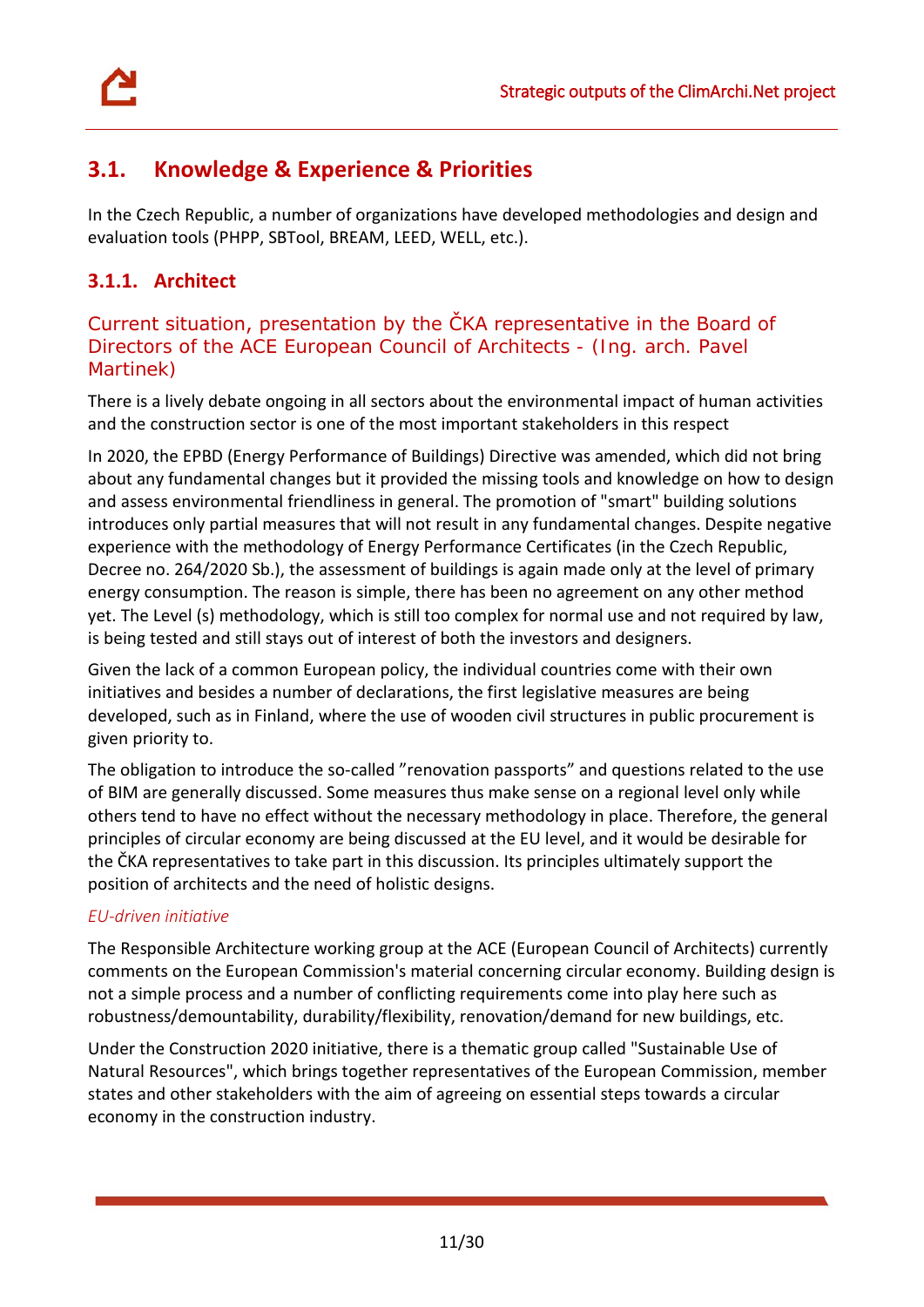## 3.1. Knowledge & Experience & Priorities

In the Czech Republic, a number of organizations have developed methodologies and design and evaluation tools (PHPP, SBTool, BREAM, LEED, WELL, etc.).

### 3.1.1. Architect

#### Current situation, presentation by the ČKA representative in the Board of Directors of the ACE European Council of Architects - (Ing. arch. Pavel Martinek)

There is a lively debate ongoing in all sectors about the environmental impact of human activities and the construction sector is one of the most important stakeholders in this respect

In 2020, the EPBD (Energy Performance of Buildings) Directive was amended, which did not bring about any fundamental changes but it provided the missing tools and knowledge on how to design and assess environmental friendliness in general. The promotion of "smart" building solutions introduces only partial measures that will not result in any fundamental changes. Despite negative experience with the methodology of Energy Performance Certificates (in the Czech Republic, Decree no. 264/2020 Sb.), the assessment of buildings is again made only at the level of primary energy consumption. The reason is simple, there has been no agreement on any other method yet. The Level (s) methodology, which is still too complex for normal use and not required by law, is being tested and still stays out of interest of both the investors and designers.

Given the lack of a common European policy, the individual countries come with their own initiatives and besides a number of declarations, the first legislative measures are being developed, such as in Finland, where the use of wooden civil structures in public procurement is given priority to.

The obligation to introduce the so-called "renovation passports" and questions related to the use of BIM are generally discussed. Some measures thus make sense on a regional level only while others tend to have no effect without the necessary methodology in place. Therefore, the general principles of circular economy are being discussed at the EU level, and it would be desirable for the ČKA representatives to take part in this discussion. Its principles ultimately support the position of architects and the need of holistic designs.

*EU-driven initiative*

The Responsible Architecture working group at the ACE (European Council of Architects) currently comments on the European Commission's material concerning circular economy. Building design is not a simple process and a number of conflicting requirements come into play here such as robustness/demountability, durability/flexibility, renovation/demand for new buildings, etc.

Under the Construction 2020 initiative, there is a thematic group called "Sustainable Use of Natural Resources", which brings together representatives of the European Commission, member states and other stakeholders with the aim of agreeing on essential steps towards a circular economy in the construction industry.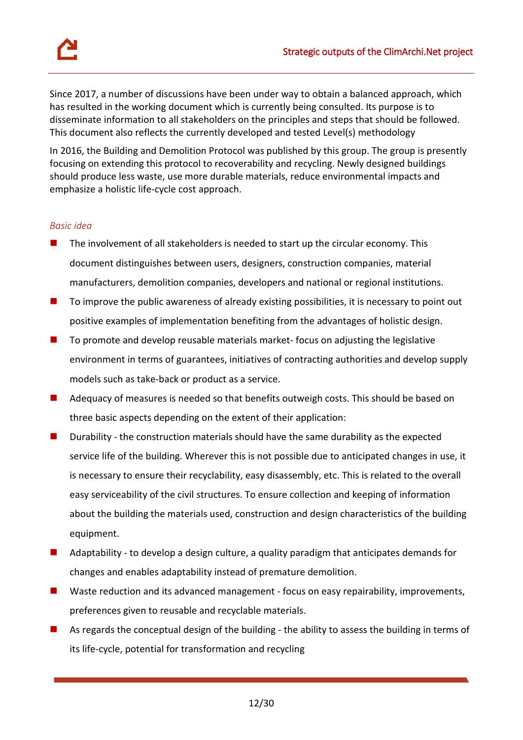Since 2017, a number of discussions have been under way to obtain a balanced approach, which has resulted in the working document which is currently being consulted. Its purpose is to disseminate information to all stakeholders on the principles and steps that should be followed. This document also reflects the currently developed and tested Level(s) methodology

In 2016, the Building and Demolition Protocol was published by this group. The group is presently focusing on extending this protocol to recoverability and recycling. Newly designed buildings should produce less waste, use more durable materials, reduce environmental impacts and emphasize a holistic life-cycle cost approach.

*Basic idea*

- The involvement of all stakeholders is needed to start up the circular economy. This document distinguishes between users, designers, construction companies, material manufacturers, demolition companies, developers and national or regional institutions.
- To improve the public awareness of already existing possibilities, it is necessary to point out positive examples of implementation benefiting from the advantages of holistic design.
- To promote and develop reusable materials market- focus on adjusting the legislative environment in terms of guarantees, initiatives of contracting authorities and develop supply models such as take-back or product as a service.
- Adequacy of measures is needed so that benefits outweigh costs. This should be based on three basic aspects depending on the extent of their application:
- Durability - the construction materials should have the same durability as the expected service life of the building. Wherever this is not possible due to anticipated changes in use, it is necessary to ensure their recyclability, easy disassembly, etc. This is related to the overall easy serviceability of the civil structures. To ensure collection and keeping of information about the building the materials used, construction and design characteristics of the building equipment.
- Adaptability - to develop a design culture, a quality paradigm that anticipates demands for changes and enables adaptability instead of premature demolition.
- Waste reduction and its advanced management - focus on easy repairability, improvements, preferences given to reusable and recyclable materials.
- As regards the conceptual design of the building - the ability to assess the building in terms of its life-cycle, potential for transformation and recycling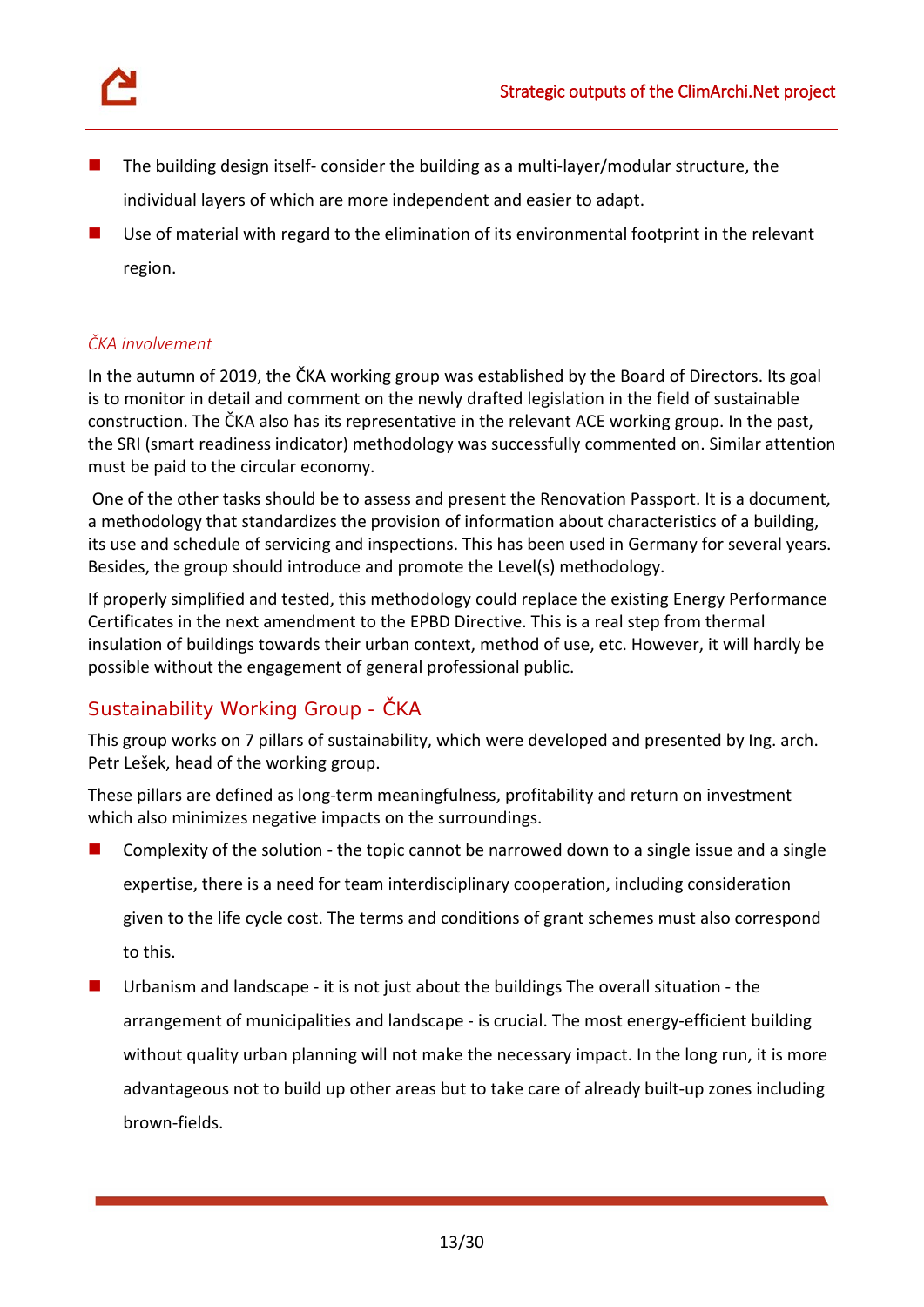- The building design itself- consider the building as a multi-layer/modular structure, the individual layers of which are more independent and easier to adapt.
- Use of material with regard to the elimination of its environmental footprint in the relevant region.

*ČKA involvement*

In the autumn of 2019, the ČKA working group was established by the Board of Directors. Its goal is to monitor in detail and comment on the newly drafted legislation in the field of sustainable construction. The ČKA also has its representative in the relevant ACE working group. In the past, the SRI (smart readiness indicator) methodology was successfully commented on. Similar attention must be paid to the circular economy.

One of the other tasks should be to assess and present the Renovation Passport. It is a document, a methodology that standardizes the provision of information about characteristics of a building, its use and schedule of servicing and inspections. This has been used in Germany for several years. Besides, the group should introduce and promote the Level(s) methodology.

If properly simplified and tested, this methodology could replace the existing Energy Performance Certificates in the next amendment to the EPBD Directive. This is a real step from thermal insulation of buildings towards their urban context, method of use, etc. However, it will hardly be possible without the engagement of general professional public.

## Sustainability Working Group - ČKA

This group works on 7 pillars of sustainability, which were developed and presented by Ing. arch. Petr Lešek, head of the working group.

These pillars are defined as long-term meaningfulness, profitability and return on investment which also minimizes negative impacts on the surroundings.

- Complexity of the solution - the topic cannot be narrowed down to a single issue and a single expertise, there is a need for team interdisciplinary cooperation, including consideration given to the life cycle cost. The terms and conditions of grant schemes must also correspond to this.
- Urbanism and landscape - it is not just about the buildings The overall situation - the arrangement of municipalities and landscape - is crucial. The most energy-efficient building without quality urban planning will not make the necessary impact. In the long run, it is more advantageous not to build up other areas but to take care of already built-up zones including brown-fields.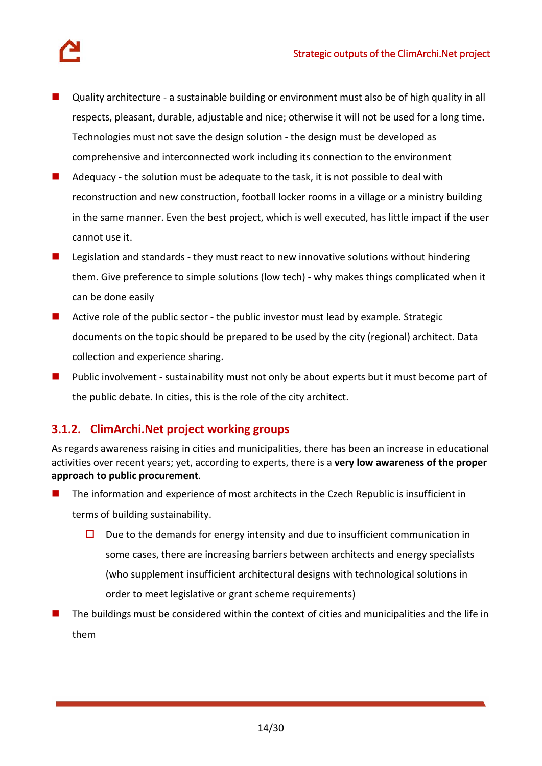- Quality architecture - a sustainable building or environment must also be of high quality in all respects, pleasant, durable, adjustable and nice; otherwise it will not be used for a long time. Technologies must not save the design solution - the design must be developed as comprehensive and interconnected work including its connection to the environment
- Adequacy - the solution must be adequate to the task, it is not possible to deal with reconstruction and new construction, football locker rooms in a village or a ministry building in the same manner. Even the best project, which is well executed, has little impact if the user cannot use it.
- Legislation and standards - they must react to new innovative solutions without hindering them. Give preference to simple solutions (low tech) - why makes things complicated when it can be done easily
- Active role of the public sector - the public investor must lead by example. Strategic documents on the topic should be prepared to be used by the city (regional) architect. Data collection and experience sharing.
- Public involvement - sustainability must not only be about experts but it must become part of the public debate. In cities, this is the role of the city architect.

### 3.1.2. ClimArchi.Net project working groups

As regards awareness raising in cities and municipalities, there has been an increase in educational activities over recent years; yet, according to experts, there is a **very low awareness of the proper approach to public procurement**.

- The information and experience of most architects in the Czech Republic is insufficient in terms of building sustainability.
  - Due to the demands for energy intensity and due to insufficient communication in some cases, there are increasing barriers between architects and energy specialists (who supplement insufficient architectural designs with technological solutions in order to meet legislative or grant scheme requirements)
- The buildings must be considered within the context of cities and municipalities and the life in them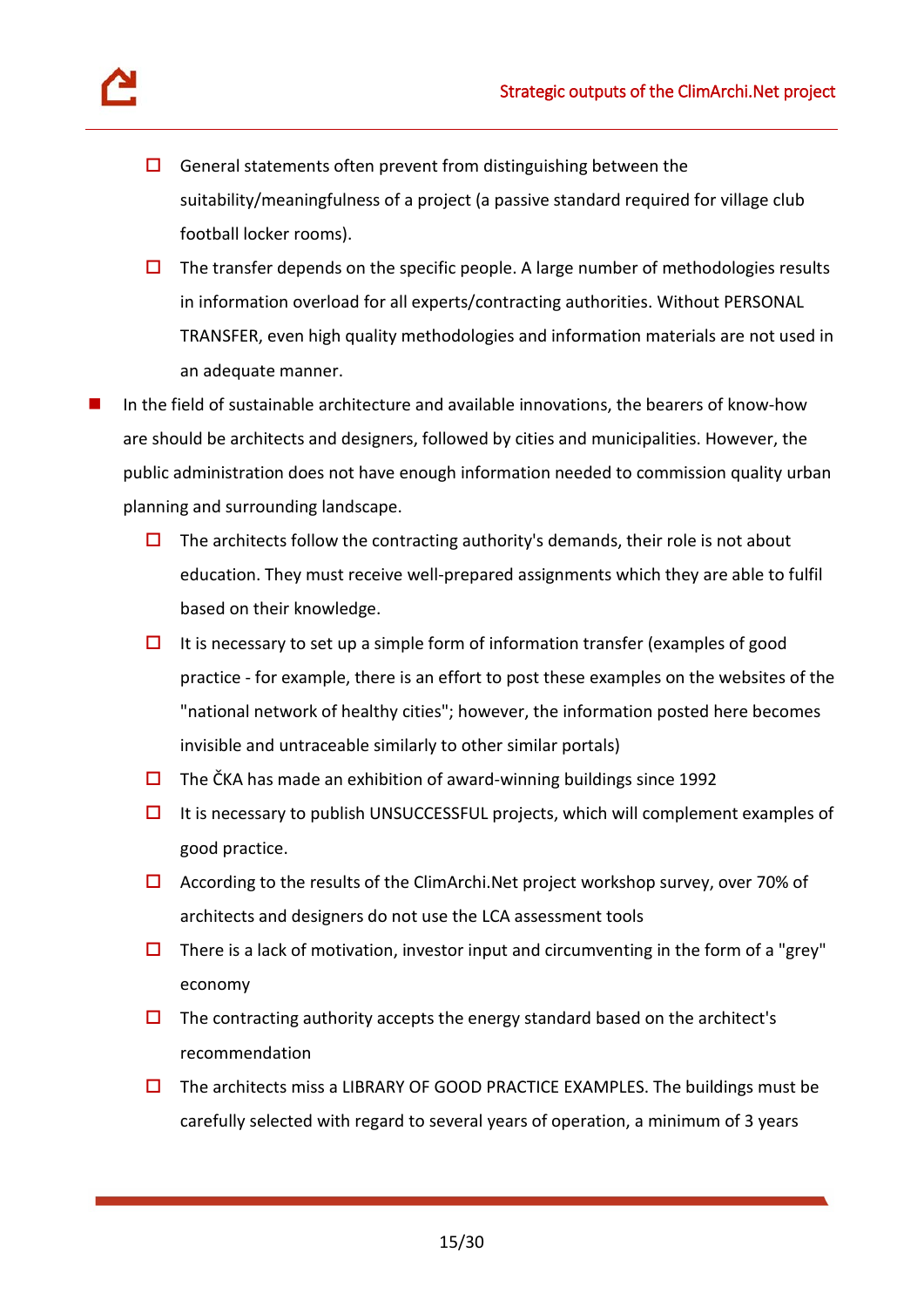- General statements often prevent from distinguishing between the suitability/meaningfulness of a project (a passive standard required for village club football locker rooms).
- The transfer depends on the specific people. A large number of methodologies results in information overload for all experts/contracting authorities. Without PERSONAL TRANSFER, even high quality methodologies and information materials are not used in an adequate manner.

- In the field of sustainable architecture and available innovations, the bearers of know-how are should be architects and designers, followed by cities and municipalities. However, the public administration does not have enough information needed to commission quality urban planning and surrounding landscape.
  - The architects follow the contracting authority's demands, their role is not about education. They must receive well-prepared assignments which they are able to fulfil based on their knowledge.
  - It is necessary to set up a simple form of information transfer (examples of good practice - for example, there is an effort to post these examples on the websites of the "national network of healthy cities"; however, the information posted here becomes invisible and untraceable similarly to other similar portals)
  - The ČKA has made an exhibition of award-winning buildings since 1992
  - It is necessary to publish UNSUCCESSFUL projects, which will complement examples of good practice.
  - According to the results of the ClimArchi.Net project workshop survey, over 70% of architects and designers do not use the LCA assessment tools
  - There is a lack of motivation, investor input and circumventing in the form of a "grey" economy
  - The contracting authority accepts the energy standard based on the architect's recommendation
  - The architects miss a LIBRARY OF GOOD PRACTICE EXAMPLES. The buildings must be carefully selected with regard to several years of operation, a minimum of 3 years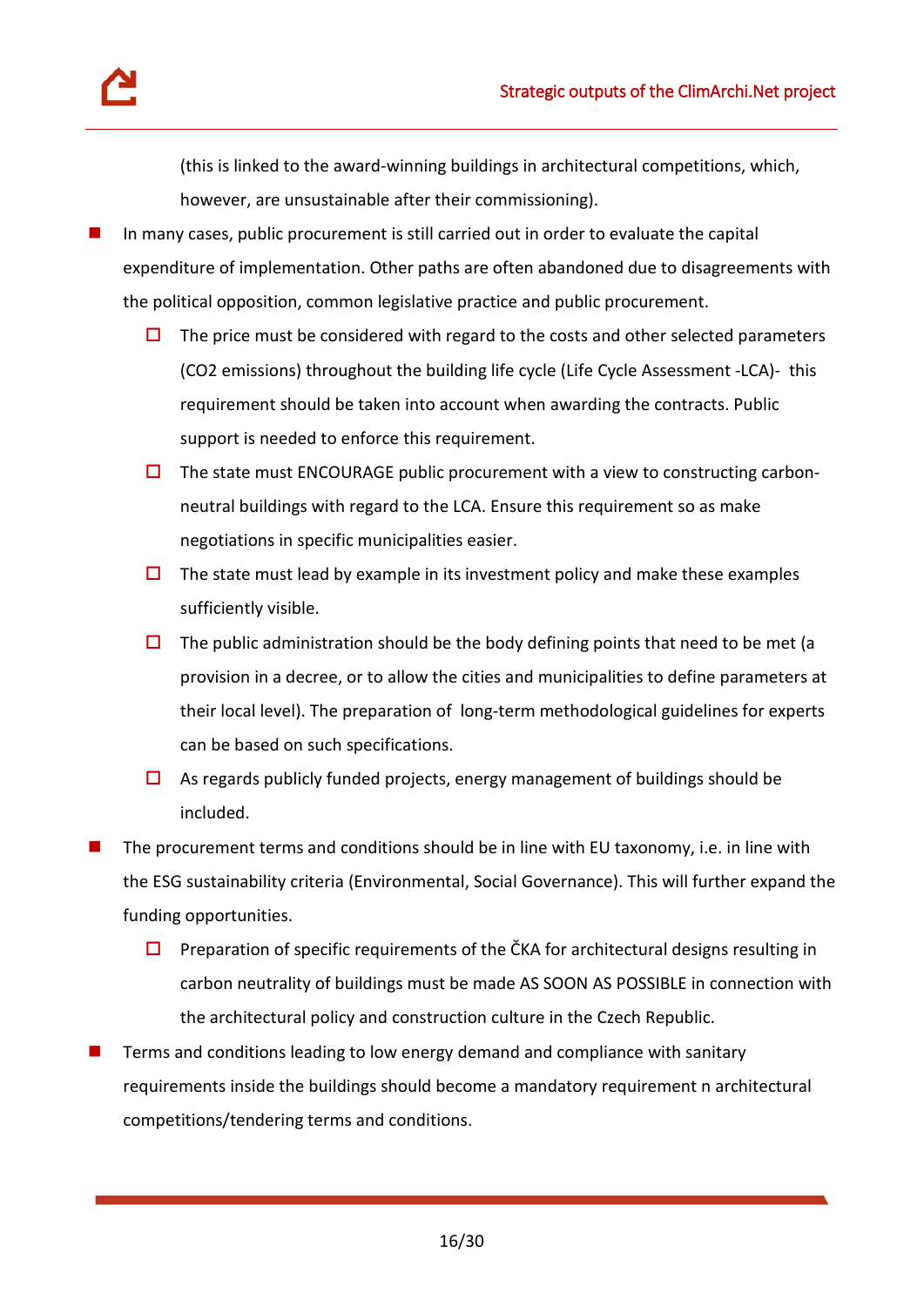(this is linked to the award-winning buildings in architectural competitions, which, however, are unsustainable after their commissioning).

- In many cases, public procurement is still carried out in order to evaluate the capital expenditure of implementation. Other paths are often abandoned due to disagreements with the political opposition, common legislative practice and public procurement.
    - The price must be considered with regard to the costs and other selected parameters ($CO_2$ emissions) throughout the building life cycle (Life Cycle Assessment -LCA)- this requirement should be taken into account when awarding the contracts. Public support is needed to enforce this requirement.
    - The state must ENCOURAGE public procurement with a view to constructing carbon-neutral buildings with regard to the LCA. Ensure this requirement so as make negotiations in specific municipalities easier.
    - The state must lead by example in its investment policy and make these examples sufficiently visible.
    - The public administration should be the body defining points that need to be met (a provision in a decree, or to allow the cities and municipalities to define parameters at their local level). The preparation of long-term methodological guidelines for experts can be based on such specifications.
    - As regards publicly funded projects, energy management of buildings should be included.
- The procurement terms and conditions should be in line with EU taxonomy, i.e. in line with the ESG sustainability criteria (Environmental, Social Governance). This will further expand the funding opportunities.
    - Preparation of specific requirements of the ČKA for architectural designs resulting in carbon neutrality of buildings must be made AS SOON AS POSSIBLE in connection with the architectural policy and construction culture in the Czech Republic.
- Terms and conditions leading to low energy demand and compliance with sanitary requirements inside the buildings should become a mandatory requirement n architectural competitions/tendering terms and conditions.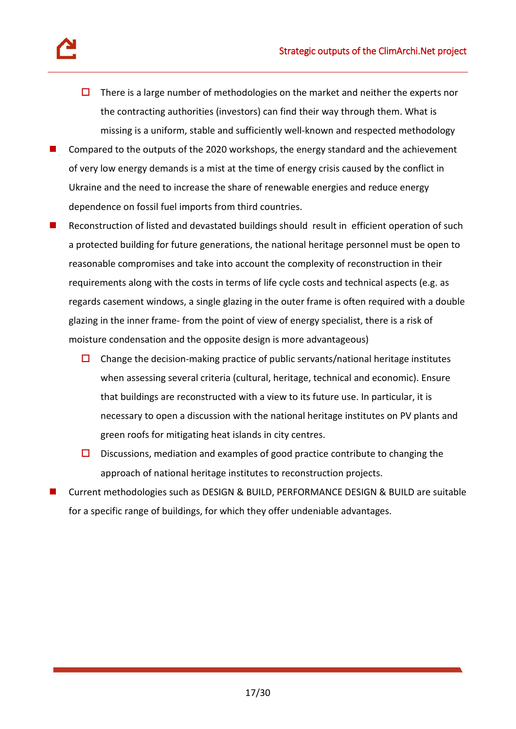- There is a large number of methodologies on the market and neither the experts nor the contracting authorities (investors) can find their way through them. What is missing is a uniform, stable and sufficiently well-known and respected methodology

- Compared to the outputs of the 2020 workshops, the energy standard and the achievement of very low energy demands is a mist at the time of energy crisis caused by the conflict in Ukraine and the need to increase the share of renewable energies and reduce energy dependence on fossil fuel imports from third countries.
- Reconstruction of listed and devastated buildings should result in efficient operation of such a protected building for future generations, the national heritage personnel must be open to reasonable compromises and take into account the complexity of reconstruction in their requirements along with the costs in terms of life cycle costs and technical aspects (e.g. as regards casement windows, a single glazing in the outer frame is often required with a double glazing in the inner frame- from the point of view of energy specialist, there is a risk of moisture condensation and the opposite design is more advantageous)
   - Change the decision-making practice of public servants/national heritage institutes when assessing several criteria (cultural, heritage, technical and economic). Ensure that buildings are reconstructed with a view to its future use. In particular, it is necessary to open a discussion with the national heritage institutes on PV plants and green roofs for mitigating heat islands in city centres.
   - Discussions, mediation and examples of good practice contribute to changing the approach of national heritage institutes to reconstruction projects.
- Current methodologies such as DESIGN & BUILD, PERFORMANCE DESIGN & BUILD are suitable for a specific range of buildings, for which they offer undeniable advantages.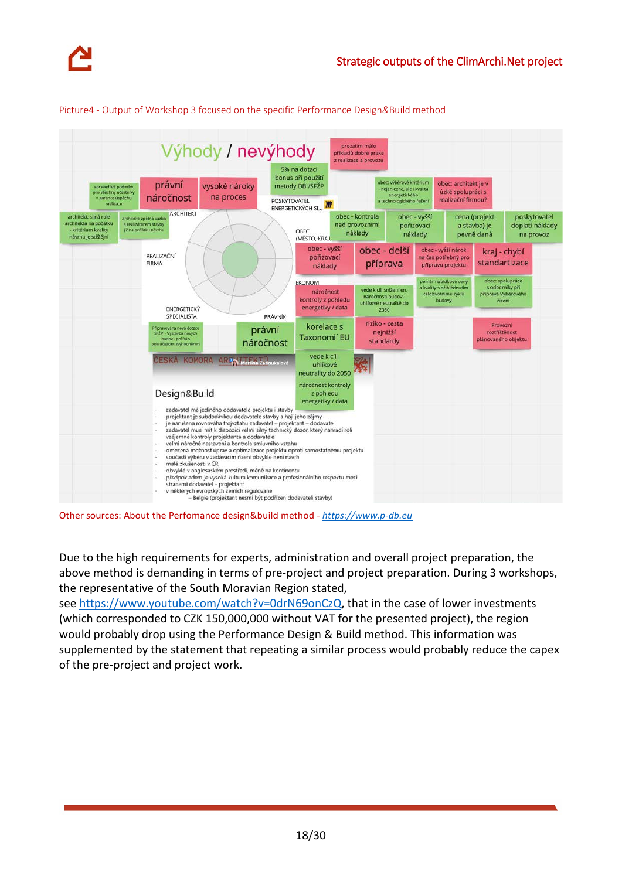Picture4 - Output of Workshop 3 focused on the specific Performance Design&Build method

Other sources: About the Perfomance design&build method - [https://www.p-db.eu](https://www.p-db.eu)

Due to the high requirements for experts, administration and overall project preparation, the above method is demanding in terms of pre-project and project preparation. During 3 workshops, the representative of the South Moravian Region stated, see [https://www.youtube.com/watch?v=0drN69onCzQ](https://www.youtube.com/watch?v=0drN69onCzQ), that in the case of lower investments (which corresponded to CZK 150,000,000 without VAT for the presented project), the region would probably drop using the Performance Design & Build method. This information was supplemented by the statement that repeating a similar process would probably reduce the capex of the pre-project and project work.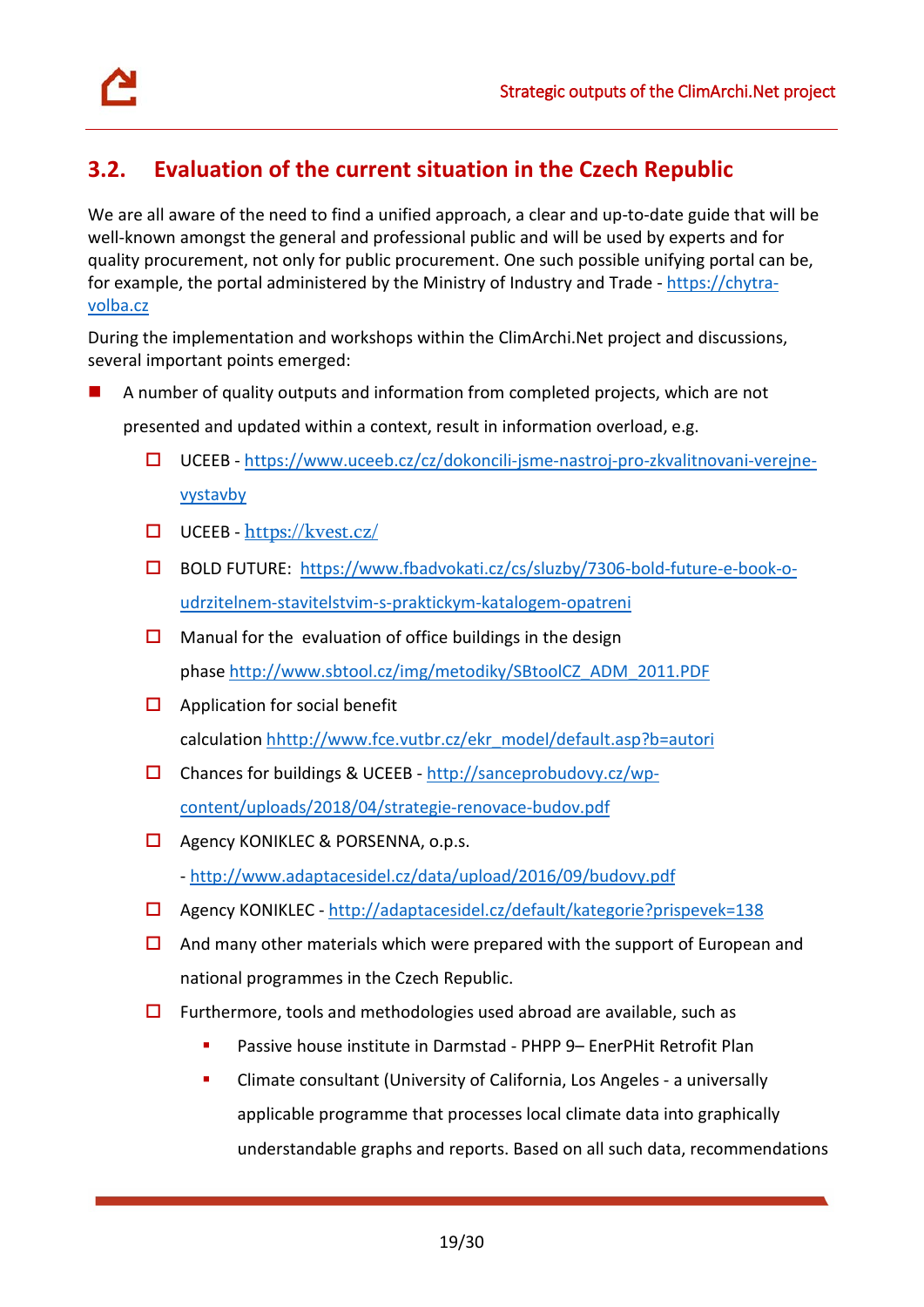## 3.2. Evaluation of the current situation in the Czech Republic

We are all aware of the need to find a unified approach, a clear and up-to-date guide that will be well-known amongst the general and professional public and will be used by experts and for quality procurement, not only for public procurement. One such possible unifying portal can be, for example, the portal administered by the Ministry of Industry and Trade - https://chytra-volba.cz

During the implementation and workshops within the ClimArchi.Net project and discussions, several important points emerged:

- A number of quality outputs and information from completed projects, which are not presented and updated within a context, result in information overload, e.g.
  - UCEEB - https://www.uceeb.cz/cz/dokoncili-jsme-nastroj-pro-zkvalitnovani-verejne-vystavby
  - UCEEB - https://kvest.cz/
  - BOLD FUTURE: https://www.fbadvokati.cz/cs/sluzby/7306-bold-future-e-book-o-udrzitelnem-stavitelstvim-s-praktickym-katalogem-opatreni
  - Manual for the evaluation of office buildings in the design phase http://www.sbtool.cz/img/metodiky/SBtoolCZ_ADM_2011.PDF
  - Application for social benefit calculation hhttp://www.fce.vutbr.cz/ekr_model/default.asp?b=autori
  - Chances for buildings & UCEEB - http://sanceprobudovy.cz/wp-content/uploads/2018/04/strategie-renovace-budov.pdf
  - Agency KONIKLEC & PORSENNA, o.p.s. - http://www.adaptacesidel.cz/data/upload/2016/09/budovy.pdf
  - Agency KONIKLEC - http://adaptacesidel.cz/default/kategorie?prispevek=138
  - And many other materials which were prepared with the support of European and national programmes in the Czech Republic.
  - Furthermore, tools and methodologies used abroad are available, such as
    - Passive house institute in Darmstad - PHPP 9– EnerPHit Retrofit Plan
    - Climate consultant (University of California, Los Angeles - a universally applicable programme that processes local climate data into graphically understandable graphs and reports. Based on all such data, recommendations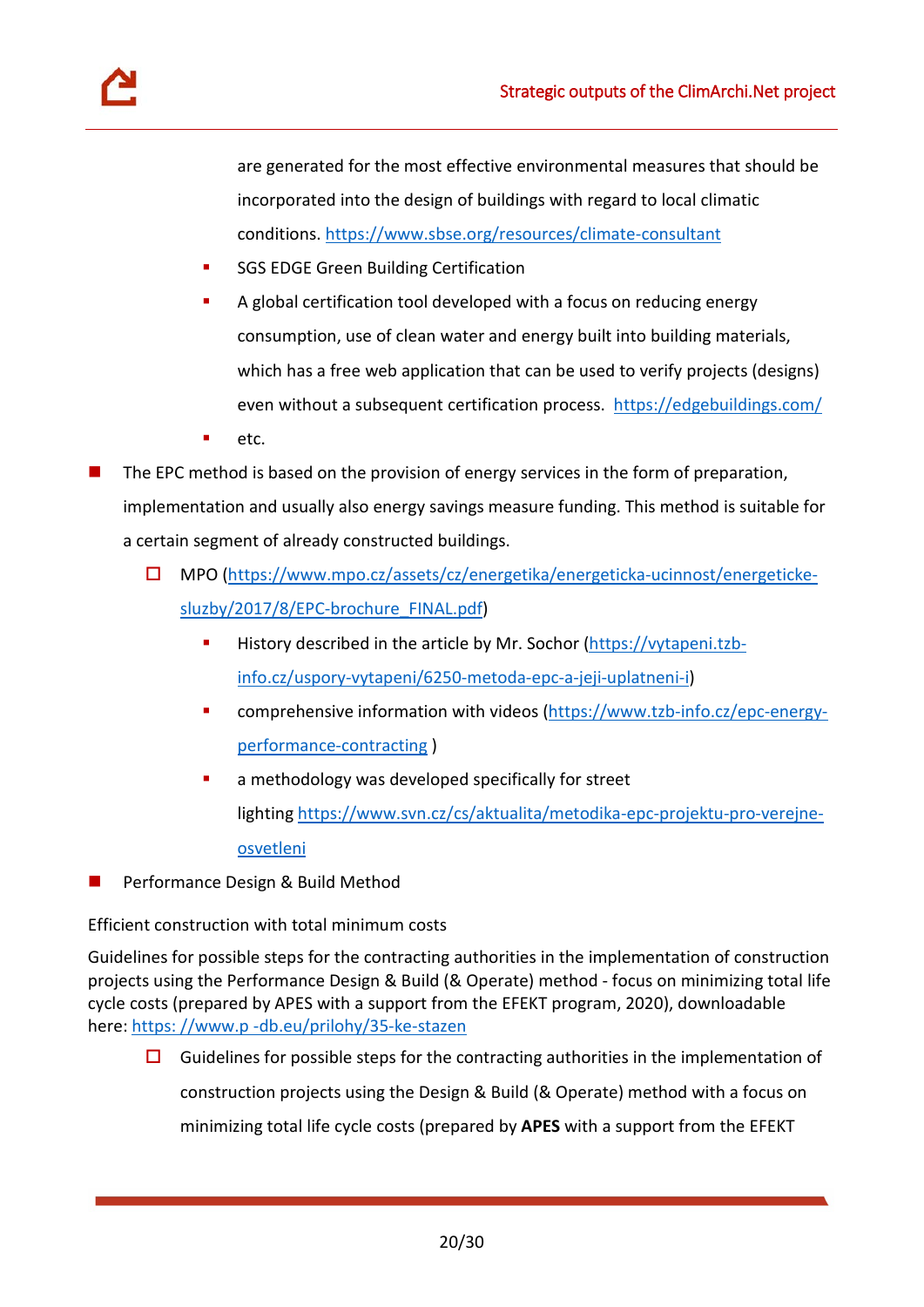are generated for the most effective environmental measures that should be incorporated into the design of buildings with regard to local climatic conditions. https://www.sbse.org/resources/climate-consultant

    - SGS EDGE Green Building Certification
    - A global certification tool developed with a focus on reducing energy consumption, use of clean water and energy built into building materials, which has a free web application that can be used to verify projects (designs) even without a subsequent certification process. https://edgebuildings.com/
    - etc.

- The EPC method is based on the provision of energy services in the form of preparation, implementation and usually also energy savings measure funding. This method is suitable for a certain segment of already constructed buildings.
  - MPO (https://www.mpo.cz/assets/cz/energetika/energeticka-ucinnost/energeticke-sluzby/2017/8/EPC-brochure_FINAL.pdf)
    - History described in the article by Mr. Sochor (https://vytapeni.tzb-info.cz/uspory-vytapeni/6250-metoda-epc-a-jeji-uplatneni-i)
    - comprehensive information with videos (https://www.tzb-info.cz/epc-energy-performance-contracting )
    - a methodology was developed specifically for street lighting https://www.svn.cz/cs/aktualita/metodika-epc-projektu-pro-verejne-osvetleni
- Performance Design & Build Method

Efficient construction with total minimum costs

Guidelines for possible steps for the contracting authorities in the implementation of construction projects using the Performance Design & Build (& Operate) method - focus on minimizing total life cycle costs (prepared by APES with a support from the EFEKT program, 2020), downloadable here: https: //www.p -db.eu/prilohy/35-ke-stazen

  - Guidelines for possible steps for the contracting authorities in the implementation of construction projects using the Design & Build (& Operate) method with a focus on minimizing total life cycle costs (prepared by **APES** with a support from the EFEKT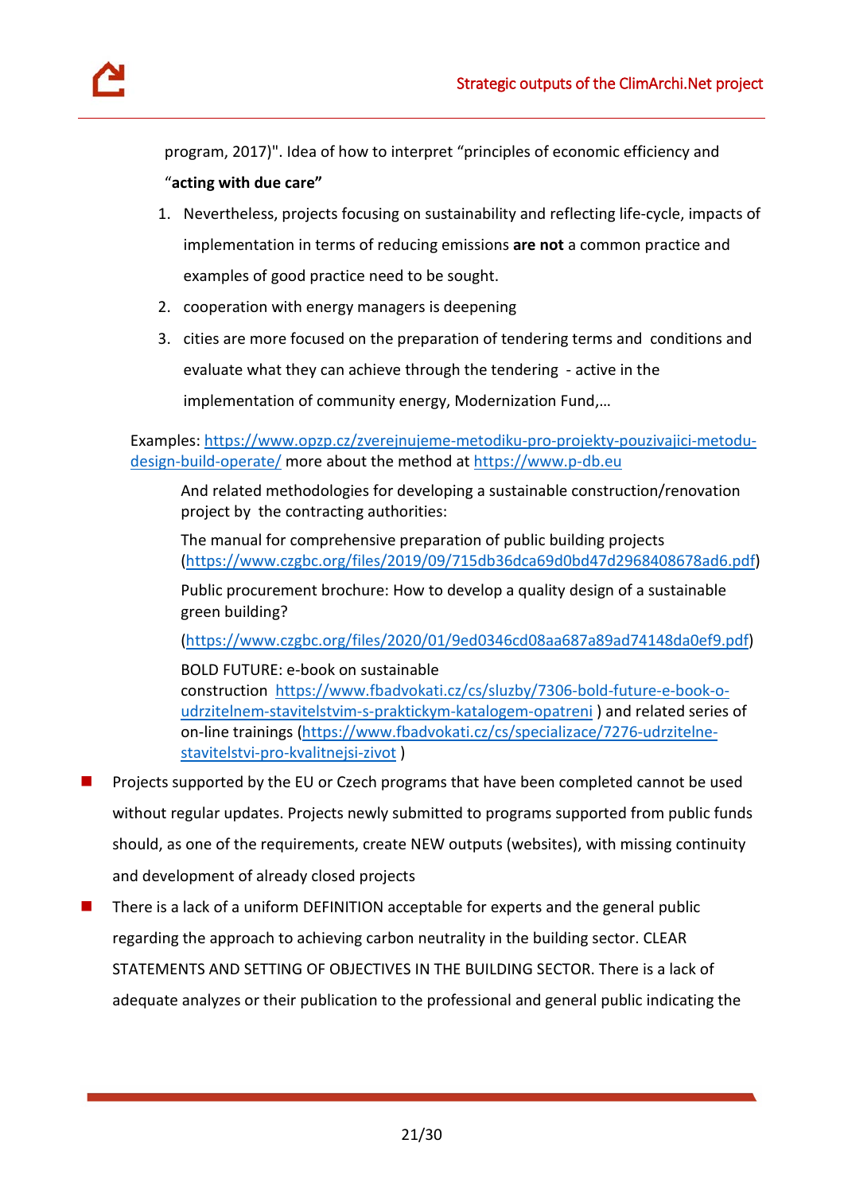program, 2017)". Idea of how to interpret "principles of economic efficiency and "**acting with due care"**

1. Nevertheless, projects focusing on sustainability and reflecting life-cycle, impacts of implementation in terms of reducing emissions **are not** a common practice and examples of good practice need to be sought.
2. cooperation with energy managers is deepening
3. cities are more focused on the preparation of tendering terms and conditions and evaluate what they can achieve through the tendering - active in the implementation of community energy, Modernization Fund,…

Examples: https://www.opzp.cz/zverejnujeme-metodiku-pro-projekty-pouzivajici-metodu-design-build-operate/ more about the method at https://www.p-db.eu

And related methodologies for developing a sustainable construction/renovation project by the contracting authorities:

The manual for comprehensive preparation of public building projects (https://www.czgbc.org/files/2019/09/715db36dca69d0bd47d2968408678ad6.pdf)

Public procurement brochure: How to develop a quality design of a sustainable green building?

(https://www.czgbc.org/files/2020/01/9ed0346cd08aa687a89ad74148da0ef9.pdf)

BOLD FUTURE: e-book on sustainable construction https://www.fbadvokati.cz/cs/sluzby/7306-bold-future-e-book-o-udrzitelnem-stavitelstvim-s-praktickym-katalogem-opatreni ) and related series of on-line trainings (https://www.fbadvokati.cz/cs/specializace/7276-udrzitelne-stavitelstvi-pro-kvalitnejsi-zivot )

- Projects supported by the EU or Czech programs that have been completed cannot be used without regular updates. Projects newly submitted to programs supported from public funds should, as one of the requirements, create NEW outputs (websites), with missing continuity and development of already closed projects
- There is a lack of a uniform DEFINITION acceptable for experts and the general public regarding the approach to achieving carbon neutrality in the building sector. CLEAR STATEMENTS AND SETTING OF OBJECTIVES IN THE BUILDING SECTOR. There is a lack of adequate analyzes or their publication to the professional and general public indicating the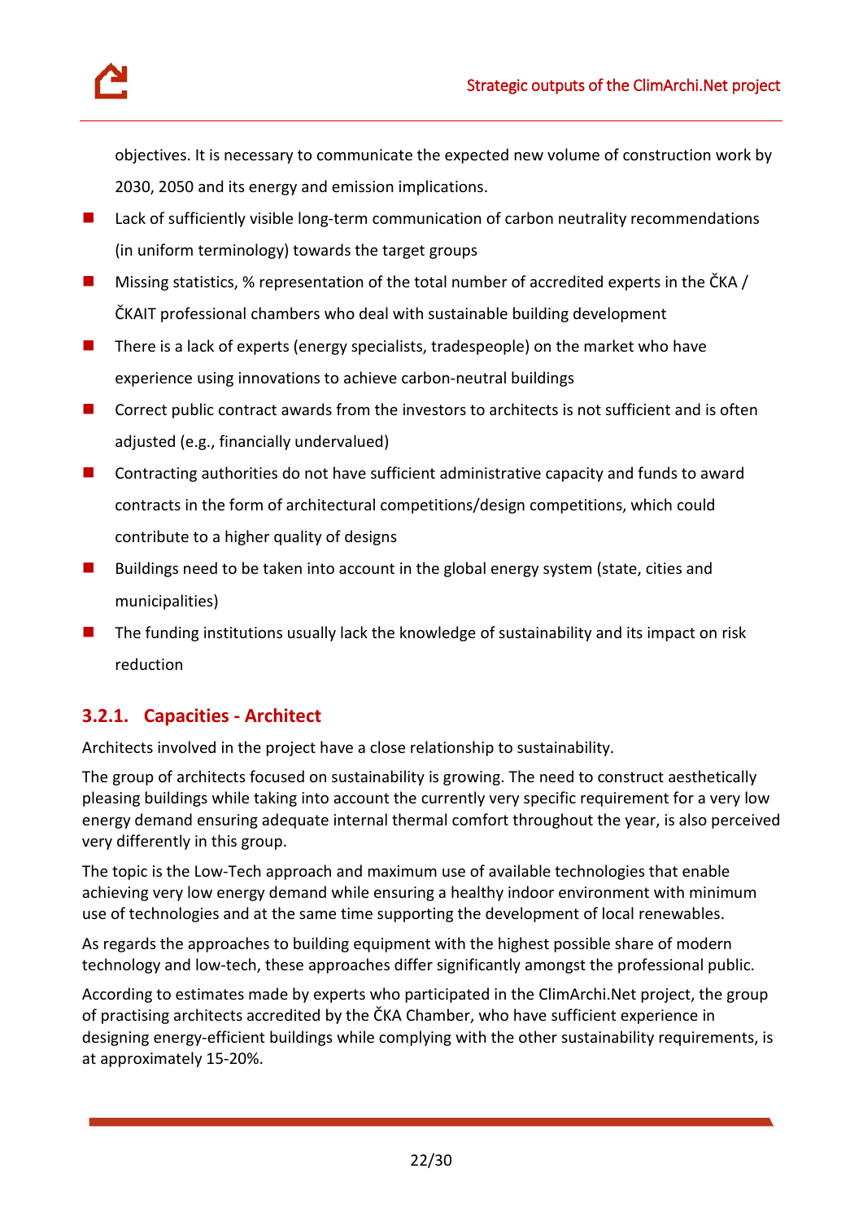objectives. It is necessary to communicate the expected new volume of construction work by 2030, 2050 and its energy and emission implications.

- Lack of sufficiently visible long-term communication of carbon neutrality recommendations (in uniform terminology) towards the target groups
- Missing statistics, % representation of the total number of accredited experts in the ČKA / ČKAIT professional chambers who deal with sustainable building development
- There is a lack of experts (energy specialists, tradespeople) on the market who have experience using innovations to achieve carbon-neutral buildings
- Correct public contract awards from the investors to architects is not sufficient and is often adjusted (e.g., financially undervalued)
- Contracting authorities do not have sufficient administrative capacity and funds to award contracts in the form of architectural competitions/design competitions, which could contribute to a higher quality of designs
- Buildings need to be taken into account in the global energy system (state, cities and municipalities)
- The funding institutions usually lack the knowledge of sustainability and its impact on risk reduction

### 3.2.1. Capacities - Architect

Architects involved in the project have a close relationship to sustainability.

The group of architects focused on sustainability is growing. The need to construct aesthetically pleasing buildings while taking into account the currently very specific requirement for a very low energy demand ensuring adequate internal thermal comfort throughout the year, is also perceived very differently in this group.

The topic is the Low-Tech approach and maximum use of available technologies that enable achieving very low energy demand while ensuring a healthy indoor environment with minimum use of technologies and at the same time supporting the development of local renewables.

As regards the approaches to building equipment with the highest possible share of modern technology and low-tech, these approaches differ significantly amongst the professional public.

According to estimates made by experts who participated in the ClimArchi.Net project, the group of practising architects accredited by the ČKA Chamber, who have sufficient experience in designing energy-efficient buildings while complying with the other sustainability requirements, is at approximately 15-20%.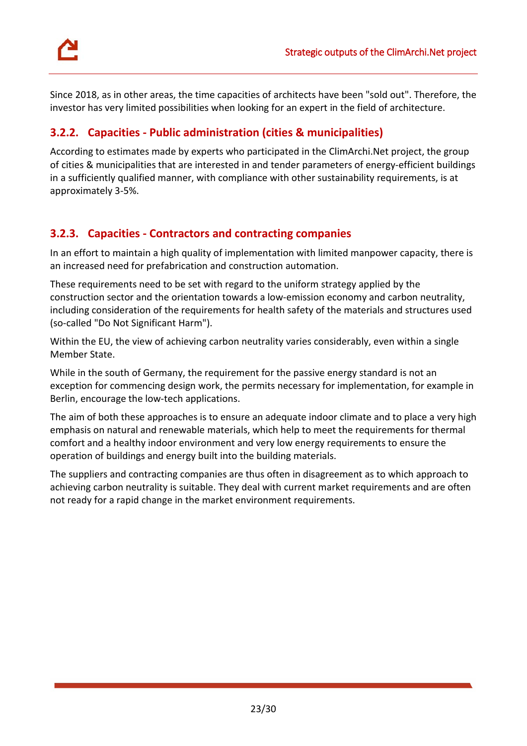Since 2018, as in other areas, the time capacities of architects have been "sold out". Therefore, the investor has very limited possibilities when looking for an expert in the field of architecture.

### 3.2.2. Capacities - Public administration (cities & municipalities)

According to estimates made by experts who participated in the ClimArchi.Net project, the group of cities & municipalities that are interested in and tender parameters of energy-efficient buildings in a sufficiently qualified manner, with compliance with other sustainability requirements, is at approximately 3-5%.

### 3.2.3. Capacities - Contractors and contracting companies

In an effort to maintain a high quality of implementation with limited manpower capacity, there is an increased need for prefabrication and construction automation.

These requirements need to be set with regard to the uniform strategy applied by the construction sector and the orientation towards a low-emission economy and carbon neutrality, including consideration of the requirements for health safety of the materials and structures used (so-called "Do Not Significant Harm").

Within the EU, the view of achieving carbon neutrality varies considerably, even within a single Member State.

While in the south of Germany, the requirement for the passive energy standard is not an exception for commencing design work, the permits necessary for implementation, for example in Berlin, encourage the low-tech applications.

The aim of both these approaches is to ensure an adequate indoor climate and to place a very high emphasis on natural and renewable materials, which help to meet the requirements for thermal comfort and a healthy indoor environment and very low energy requirements to ensure the operation of buildings and energy built into the building materials.

The suppliers and contracting companies are thus often in disagreement as to which approach to achieving carbon neutrality is suitable. They deal with current market requirements and are often not ready for a rapid change in the market environment requirements.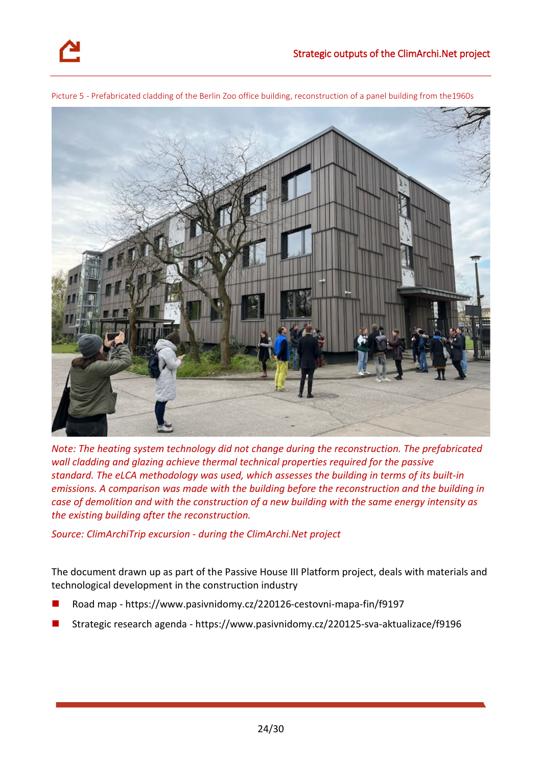Picture 5 - Prefabricated cladding of the Berlin Zoo office building, reconstruction of a panel building from the1960s

*Note: The heating system technology did not change during the reconstruction. The prefabricated wall cladding and glazing achieve thermal technical properties required for the passive standard. The eLCA methodology was used, which assesses the building in terms of its built-in emissions. A comparison was made with the building before the reconstruction and the building in case of demolition and with the construction of a new building with the same energy intensity as the existing building after the reconstruction.*

*Source: ClimArchiTrip excursion - during the ClimArchi.Net project*

The document drawn up as part of the Passive House III Platform project, deals with materials and technological development in the construction industry

- Road map - https://www.pasivnidomy.cz/220126-cestovni-mapa-fin/f9197
- Strategic research agenda - https://www.pasivnidomy.cz/220125-sva-aktualizace/f9196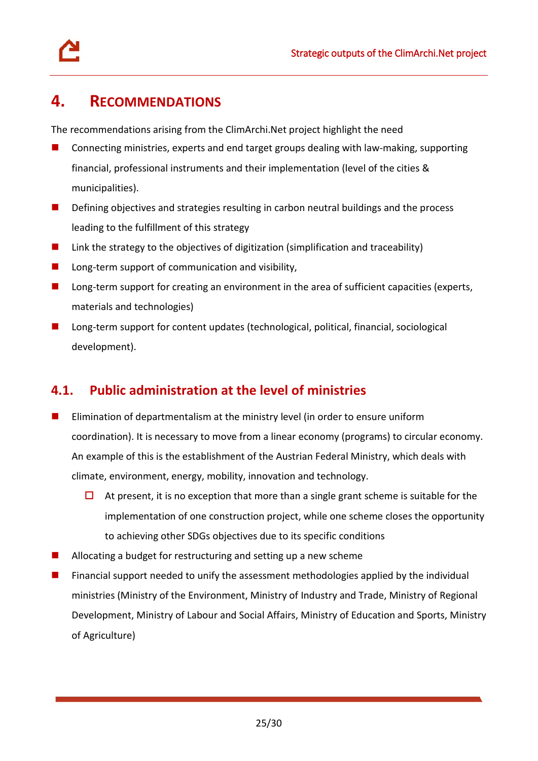# 4. RECOMMENDATIONS

The recommendations arising from the ClimArchi.Net project highlight the need

- Connecting ministries, experts and end target groups dealing with law-making, supporting financial, professional instruments and their implementation (level of the cities & municipalities).
- Defining objectives and strategies resulting in carbon neutral buildings and the process leading to the fulfillment of this strategy
- Link the strategy to the objectives of digitization (simplification and traceability)
- Long-term support of communication and visibility,
- Long-term support for creating an environment in the area of sufficient capacities (experts, materials and technologies)
- Long-term support for content updates (technological, political, financial, sociological development).

## 4.1. Public administration at the level of ministries

- Elimination of departmentalism at the ministry level (in order to ensure uniform coordination). It is necessary to move from a linear economy (programs) to circular economy. An example of this is the establishment of the Austrian Federal Ministry, which deals with climate, environment, energy, mobility, innovation and technology.
  - At present, it is no exception that more than a single grant scheme is suitable for the implementation of one construction project, while one scheme closes the opportunity to achieving other SDGs objectives due to its specific conditions
- Allocating a budget for restructuring and setting up a new scheme
- Financial support needed to unify the assessment methodologies applied by the individual ministries (Ministry of the Environment, Ministry of Industry and Trade, Ministry of Regional Development, Ministry of Labour and Social Affairs, Ministry of Education and Sports, Ministry of Agriculture)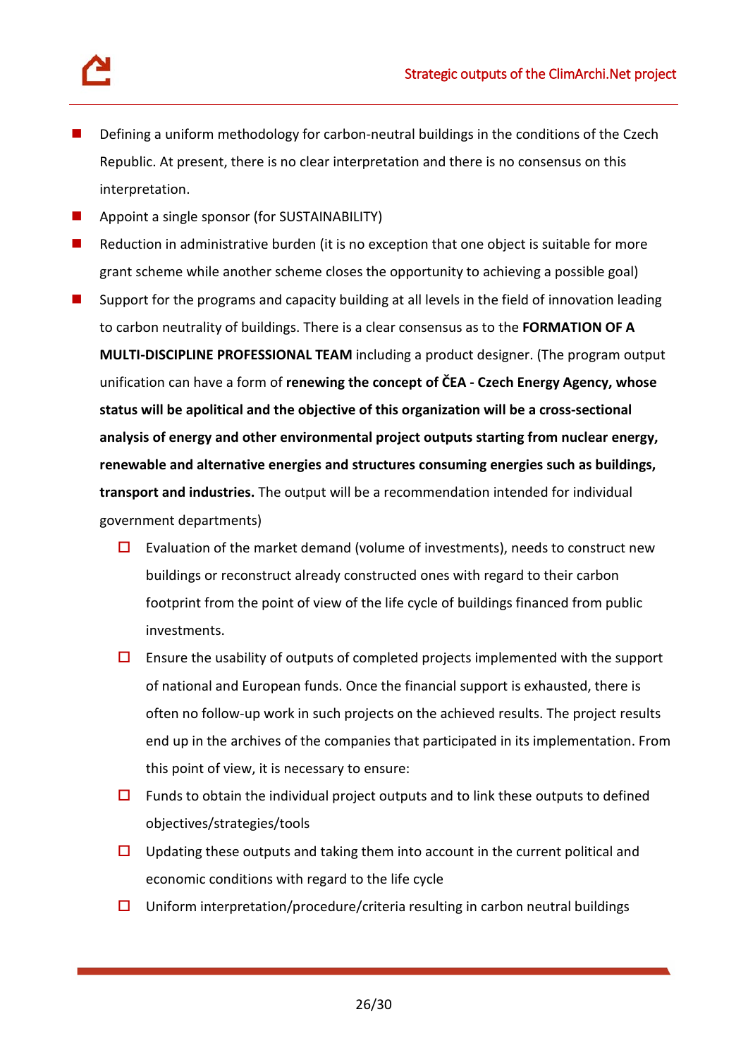- Defining a uniform methodology for carbon-neutral buildings in the conditions of the Czech Republic. At present, there is no clear interpretation and there is no consensus on this interpretation.
- Appoint a single sponsor (for SUSTAINABILITY)
- Reduction in administrative burden (it is no exception that one object is suitable for more grant scheme while another scheme closes the opportunity to achieving a possible goal)
- Support for the programs and capacity building at all levels in the field of innovation leading to carbon neutrality of buildings. There is a clear consensus as to the **FORMATION OF A MULTI-DISCIPLINE PROFESSIONAL TEAM** including a product designer. (The program output unification can have a form of **renewing the concept of ČEA - Czech Energy Agency, whose status will be apolitical and the objective of this organization will be a cross-sectional analysis of energy and other environmental project outputs starting from nuclear energy, renewable and alternative energies and structures consuming energies such as buildings, transport and industries.** The output will be a recommendation intended for individual government departments)
    - Evaluation of the market demand (volume of investments), needs to construct new buildings or reconstruct already constructed ones with regard to their carbon footprint from the point of view of the life cycle of buildings financed from public investments.
    - Ensure the usability of outputs of completed projects implemented with the support of national and European funds. Once the financial support is exhausted, there is often no follow-up work in such projects on the achieved results. The project results end up in the archives of the companies that participated in its implementation. From this point of view, it is necessary to ensure:
    - Funds to obtain the individual project outputs and to link these outputs to defined objectives/strategies/tools
    - Updating these outputs and taking them into account in the current political and economic conditions with regard to the life cycle
    - Uniform interpretation/procedure/criteria resulting in carbon neutral buildings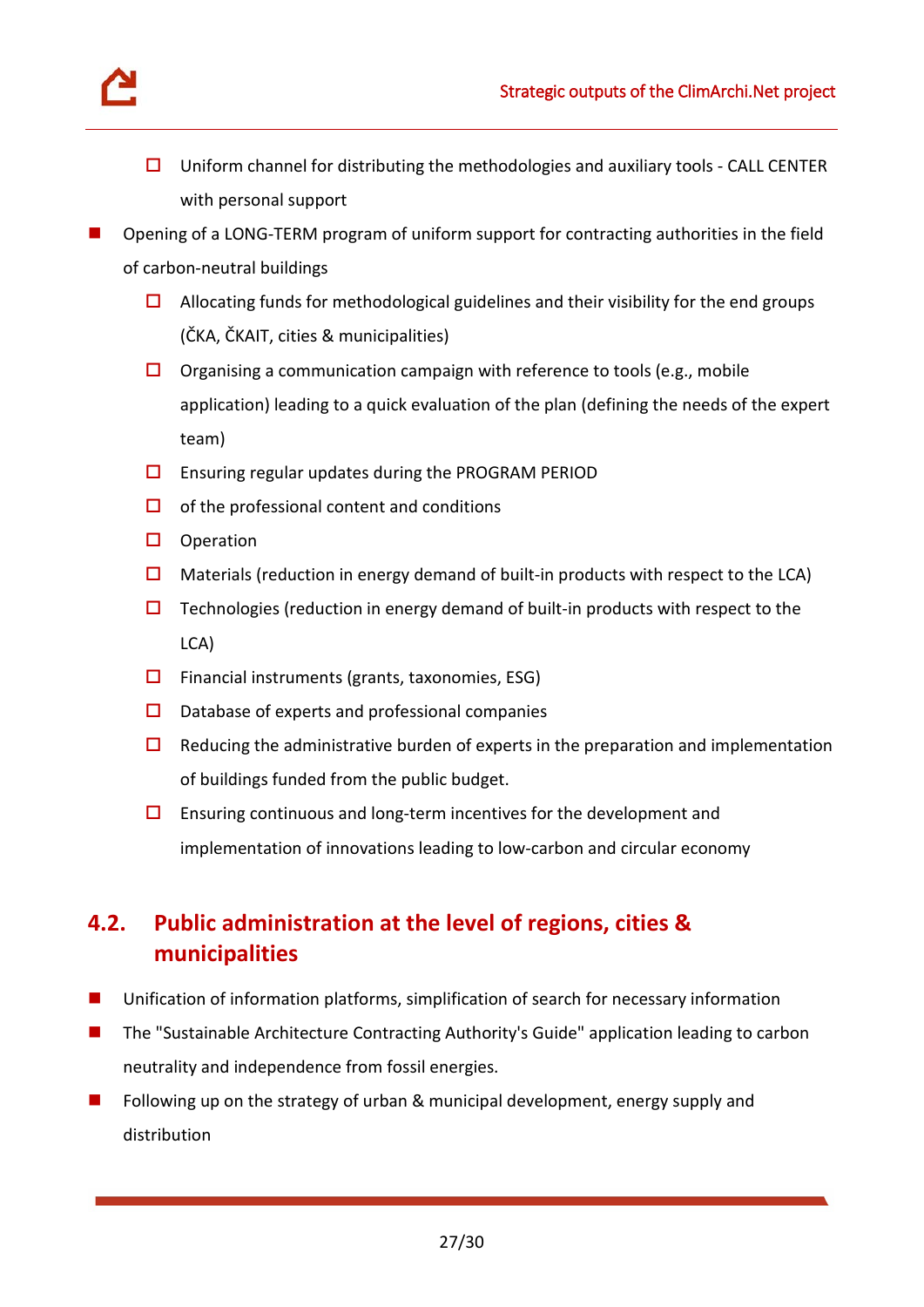- Uniform channel for distributing the methodologies and auxiliary tools - CALL CENTER with personal support

- Opening of a LONG-TERM program of uniform support for contracting authorities in the field of carbon-neutral buildings
    - Allocating funds for methodological guidelines and their visibility for the end groups (ČKA, ČKAIT, cities & municipalities)
    - Organising a communication campaign with reference to tools (e.g., mobile application) leading to a quick evaluation of the plan (defining the needs of the expert team)
    - Ensuring regular updates during the PROGRAM PERIOD
    - of the professional content and conditions
    - Operation
    - Materials (reduction in energy demand of built-in products with respect to the LCA)
    - Technologies (reduction in energy demand of built-in products with respect to the LCA)
    - Financial instruments (grants, taxonomies, ESG)
    - Database of experts and professional companies
    - Reducing the administrative burden of experts in the preparation and implementation of buildings funded from the public budget.
    - Ensuring continuous and long-term incentives for the development and implementation of innovations leading to low-carbon and circular economy

## 4.2. Public administration at the level of regions, cities & municipalities

- Unification of information platforms, simplification of search for necessary information
- The "Sustainable Architecture Contracting Authority's Guide" application leading to carbon neutrality and independence from fossil energies.
- Following up on the strategy of urban & municipal development, energy supply and distribution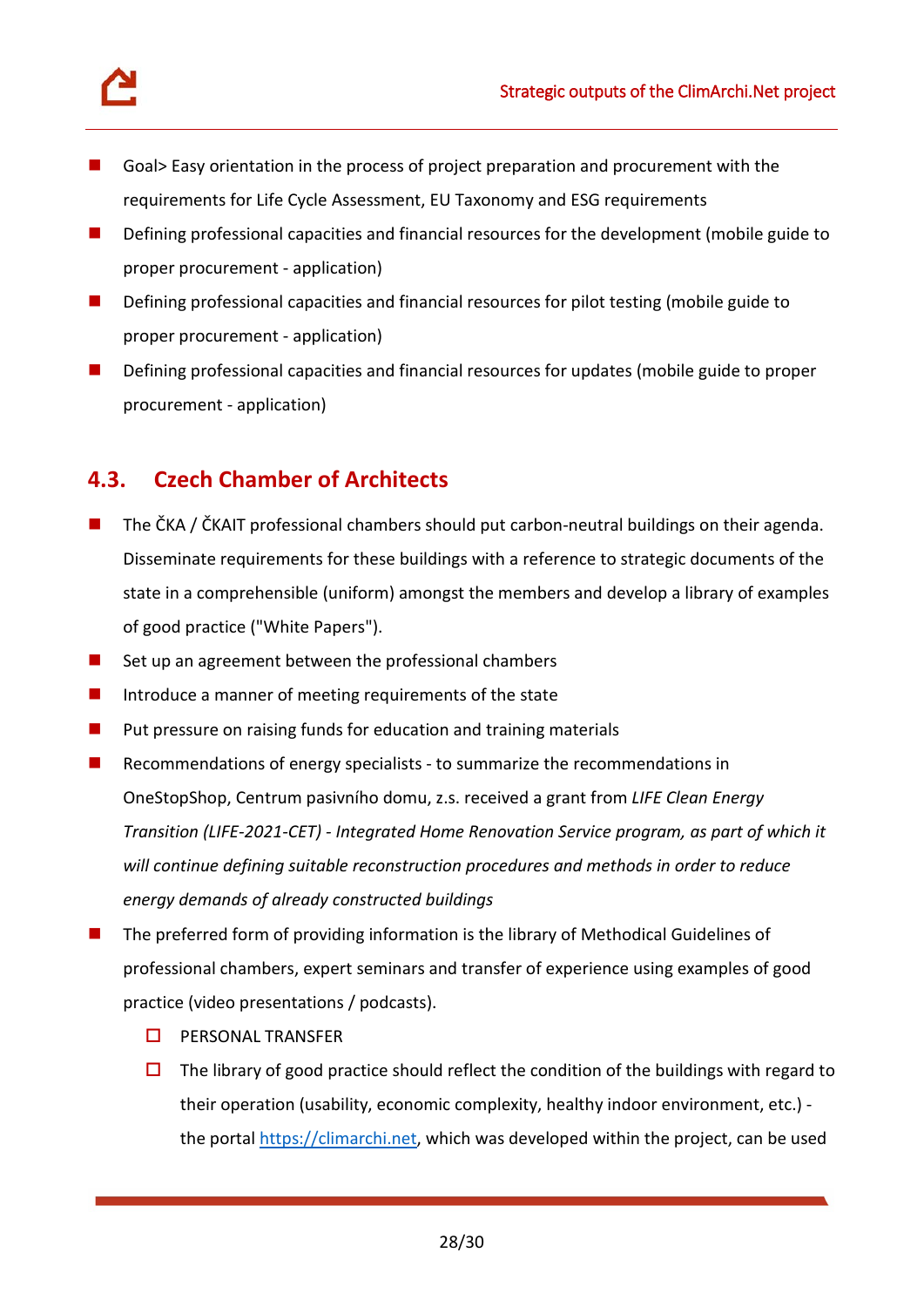- Goal> Easy orientation in the process of project preparation and procurement with the requirements for Life Cycle Assessment, EU Taxonomy and ESG requirements
- Defining professional capacities and financial resources for the development (mobile guide to proper procurement - application)
- Defining professional capacities and financial resources for pilot testing (mobile guide to proper procurement - application)
- Defining professional capacities and financial resources for updates (mobile guide to proper procurement - application)

## 4.3. Czech Chamber of Architects

- The ČKA / ČKAIT professional chambers should put carbon-neutral buildings on their agenda. Disseminate requirements for these buildings with a reference to strategic documents of the state in a comprehensible (uniform) amongst the members and develop a library of examples of good practice ("White Papers").
- Set up an agreement between the professional chambers
- Introduce a manner of meeting requirements of the state
- Put pressure on raising funds for education and training materials
- Recommendations of energy specialists - to summarize the recommendations in OneStopShop, Centrum pasivního domu, z.s. received a grant from *LIFE Clean Energy Transition (LIFE-2021-CET) - Integrated Home Renovation Service program, as part of which it will continue defining suitable reconstruction procedures and methods in order to reduce energy demands of already constructed buildings*
- The preferred form of providing information is the library of Methodical Guidelines of professional chambers, expert seminars and transfer of experience using examples of good practice (video presentations / podcasts).
  - PERSONAL TRANSFER
  - The library of good practice should reflect the condition of the buildings with regard to their operation (usability, economic complexity, healthy indoor environment, etc.) - the portal https://climarchi.net, which was developed within the project, can be used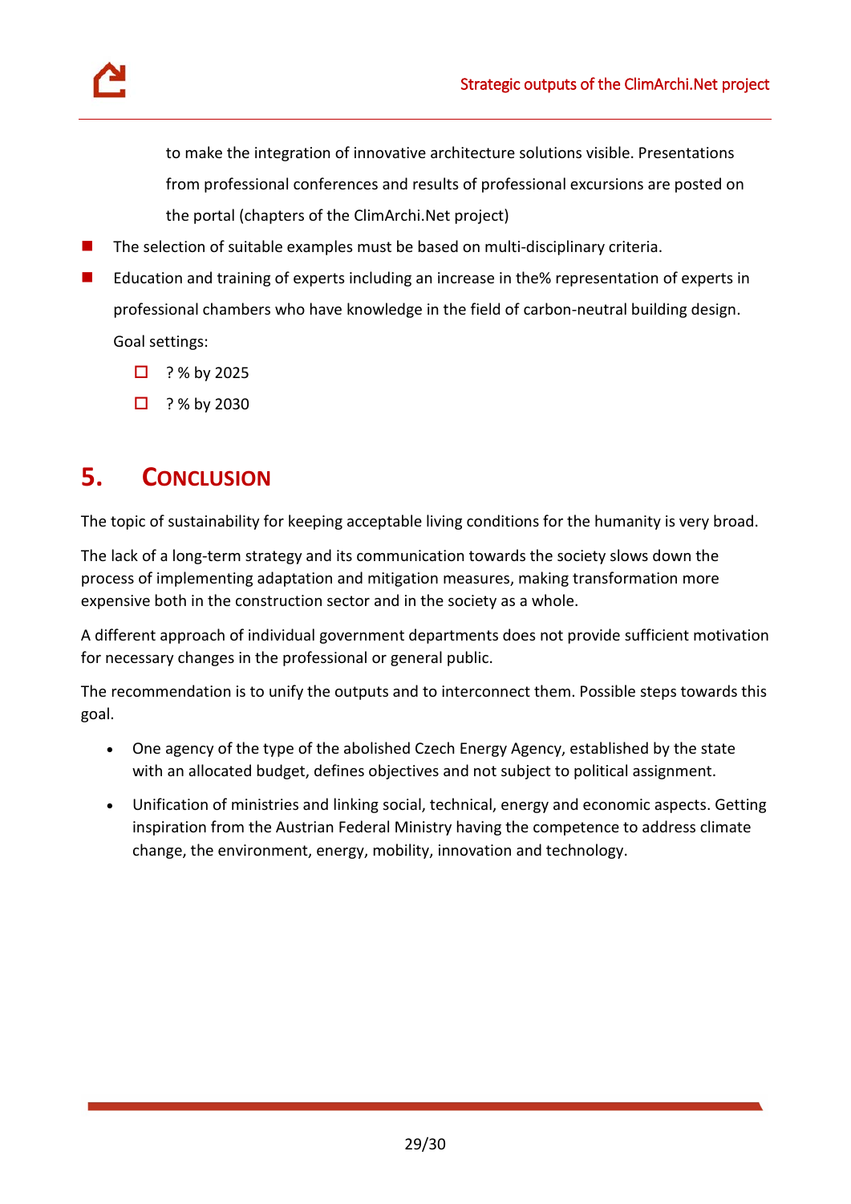to make the integration of innovative architecture solutions visible. Presentations from professional conferences and results of professional excursions are posted on the portal (chapters of the ClimArchi.Net project)

- The selection of suitable examples must be based on multi-disciplinary criteria.
- Education and training of experts including an increase in the% representation of experts in professional chambers who have knowledge in the field of carbon-neutral building design. Goal settings:
  - ? % by 2025
  - ? % by 2030

# 5. Conclusion

The topic of sustainability for keeping acceptable living conditions for the humanity is very broad.

The lack of a long-term strategy and its communication towards the society slows down the process of implementing adaptation and mitigation measures, making transformation more expensive both in the construction sector and in the society as a whole.

A different approach of individual government departments does not provide sufficient motivation for necessary changes in the professional or general public.

The recommendation is to unify the outputs and to interconnect them. Possible steps towards this goal.

- One agency of the type of the abolished Czech Energy Agency, established by the state with an allocated budget, defines objectives and not subject to political assignment.
- Unification of ministries and linking social, technical, energy and economic aspects. Getting inspiration from the Austrian Federal Ministry having the competence to address climate change, the environment, energy, mobility, innovation and technology.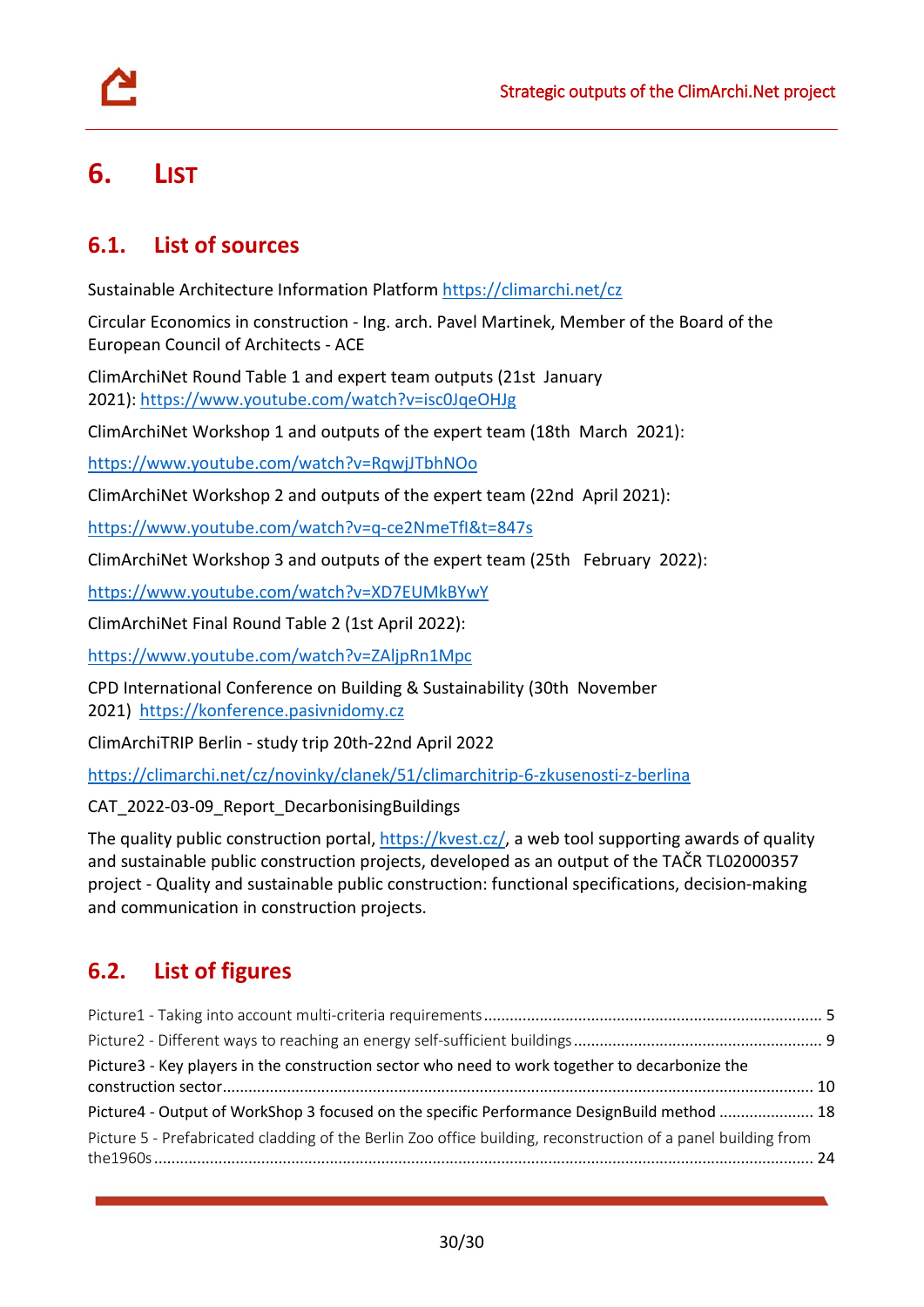# 6. LIST

## 6.1. List of sources

Sustainable Architecture Information Platform https://climarchi.net/cz

Circular Economics in construction - Ing. arch. Pavel Martinek, Member of the Board of the European Council of Architects - ACE

ClimArchiNet Round Table 1 and expert team outputs (21st January 2021): https://www.youtube.com/watch?v=isc0JqeOHJg

ClimArchiNet Workshop 1 and outputs of the expert team (18th March 2021):

https://www.youtube.com/watch?v=RqwjJTbhNOo

ClimArchiNet Workshop 2 and outputs of the expert team (22nd April 2021):

https://www.youtube.com/watch?v=q-ce2NmeTfI&t=847s

ClimArchiNet Workshop 3 and outputs of the expert team (25th February 2022):

https://www.youtube.com/watch?v=XD7EUMkBYwY

ClimArchiNet Final Round Table 2 (1st April 2022):

https://www.youtube.com/watch?v=ZAljpRn1Mpc

CPD International Conference on Building & Sustainability (30th November 2021) https://konference.pasivnidomy.cz

ClimArchiTRIP Berlin - study trip 20th-22nd April 2022

https://climarchi.net/cz/novinky/clanek/51/climarchitrip-6-zkusenosti-z-berlina

CAT_2022-03-09_Report_DecarbonisingBuildings

The quality public construction portal, https://kvest.cz/, a web tool supporting awards of quality and sustainable public construction projects, developed as an output of the TAČR TL02000357 project - Quality and sustainable public construction: functional specifications, decision-making and communication in construction projects.

## 6.2. List of figures

Picture1 - Taking into account multi-criteria requirements ........ 5

Picture2 - Different ways to reaching an energy self-sufficient buildings ........ 9

Picture3 - Key players in the construction sector who need to work together to decarbonize the construction sector ........ 10

Picture4 - Output of WorkShop 3 focused on the specific Performance DesignBuild method ........ 18

Picture 5 - Prefabricated cladding of the Berlin Zoo office building, reconstruction of a panel building from the1960s ........ 24